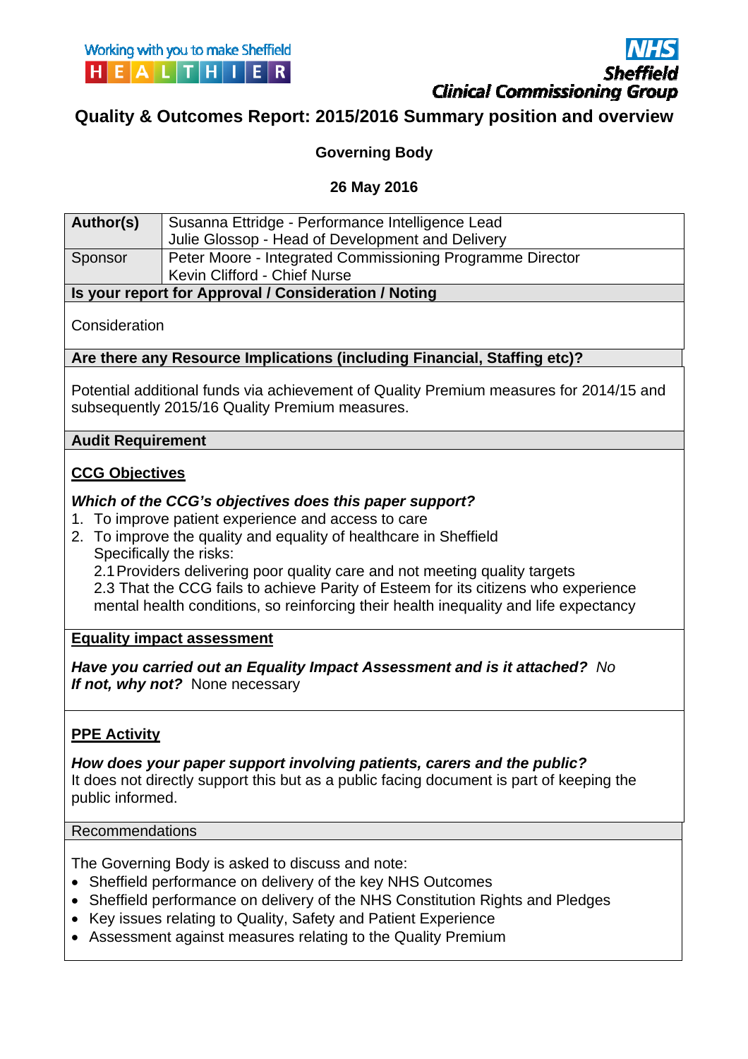Working with you to make Sheffield HEALTHIER

NHS Sheffield Clinical Commissioning Group

# Quality & Outcomes Report: 2015/2016 Summary position and overview

**Governing Body**

**26 May 2016**

| **Author(s)** | Susanna Ettridge - Performance Intelligence Lead<br>Julie Glossop - Head of Development and Delivery |
|---|---|
| Sponsor | Peter Moore - Integrated Commissioning Programme Director<br>Kevin Clifford - Chief Nurse |

**Is your report for Approval / Consideration / Noting**

Consideration

**Are there any Resource Implications (including Financial, Staffing etc)?**

Potential additional funds via achievement of Quality Premium measures for 2014/15 and subsequently 2015/16 Quality Premium measures.

**Audit Requirement**

**CCG Objectives**

***Which of the CCG's objectives does this paper support?***

1. To improve patient experience and access to care
2. To improve the quality and equality of healthcare in Sheffield
   Specifically the risks:
   2.1 Providers delivering poor quality care and not meeting quality targets
   2.3 That the CCG fails to achieve Parity of Esteem for its citizens who experience mental health conditions, so reinforcing their health inequality and life expectancy

**Equality impact assessment**

***Have you carried out an Equality Impact Assessment and is it attached?*** *No*
***If not, why not?*** None necessary

**PPE Activity**

***How does your paper support involving patients, carers and the public?***
It does not directly support this but as a public facing document is part of keeping the public informed.

Recommendations

The Governing Body is asked to discuss and note:

- Sheffield performance on delivery of the key NHS Outcomes
- Sheffield performance on delivery of the NHS Constitution Rights and Pledges
- Key issues relating to Quality, Safety and Patient Experience
- Assessment against measures relating to the Quality Premium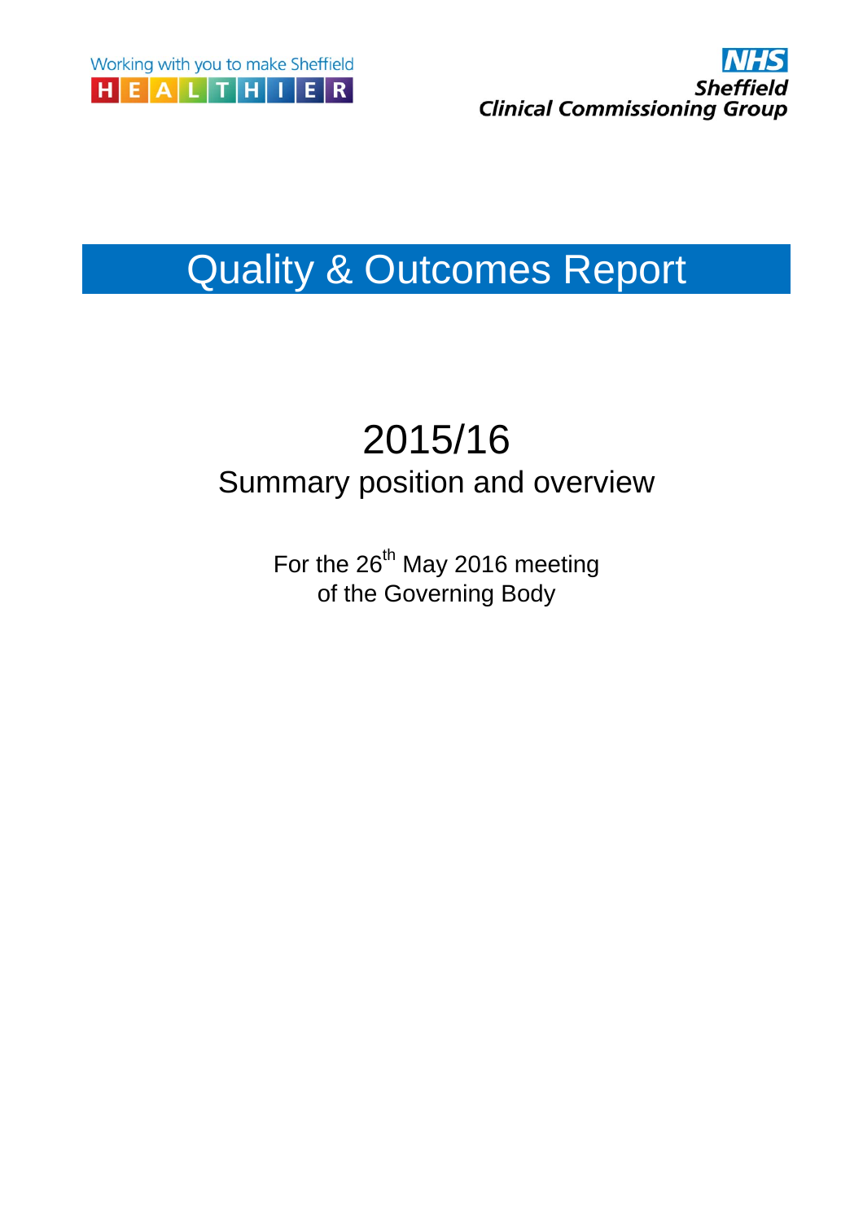Working with you to make Sheffield HEALTHIER

NHS Sheffield Clinical Commissioning Group

# Quality & Outcomes Report

## 2015/16

### Summary position and overview

For the 26th May 2016 meeting of the Governing Body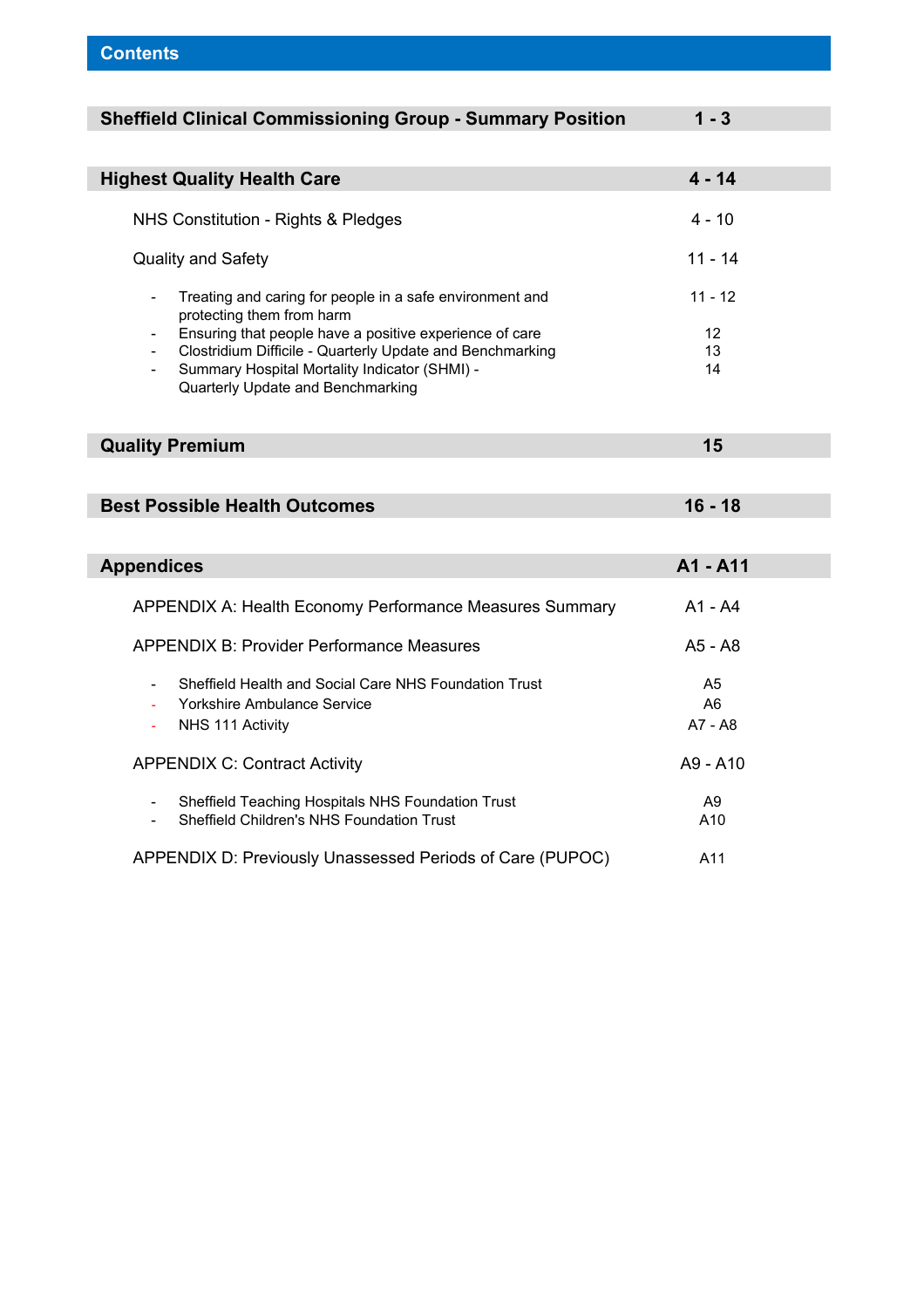# Contents

| Section | Pages |
|---|---|
| **Sheffield Clinical Commissioning Group - Summary Position** | **1 - 3** |
| **Highest Quality Health Care** | **4 - 14** |
| NHS Constitution - Rights & Pledges | 4 - 10 |
| Quality and Safety | 11 - 14 |
| - Treating and caring for people in a safe environment and protecting them from harm | 11 - 12 |
| - Ensuring that people have a positive experience of care | 12 |
| - Clostridium Difficile - Quarterly Update and Benchmarking | 13 |
| - Summary Hospital Mortality Indicator (SHMI) - Quarterly Update and Benchmarking | 14 |
| **Quality Premium** | **15** |
| **Best Possible Health Outcomes** | **16 - 18** |
| **Appendices** | **A1 - A11** |
| APPENDIX A: Health Economy Performance Measures Summary | A1 - A4 |
| APPENDIX B: Provider Performance Measures | A5 - A8 |
| - Sheffield Health and Social Care NHS Foundation Trust | A5 |
| - Yorkshire Ambulance Service | A6 |
| - NHS 111 Activity | A7 - A8 |
| APPENDIX C: Contract Activity | A9 - A10 |
| - Sheffield Teaching Hospitals NHS Foundation Trust | A9 |
| - Sheffield Children's NHS Foundation Trust | A10 |
| APPENDIX D: Previously Unassessed Periods of Care (PUPOC) | A11 |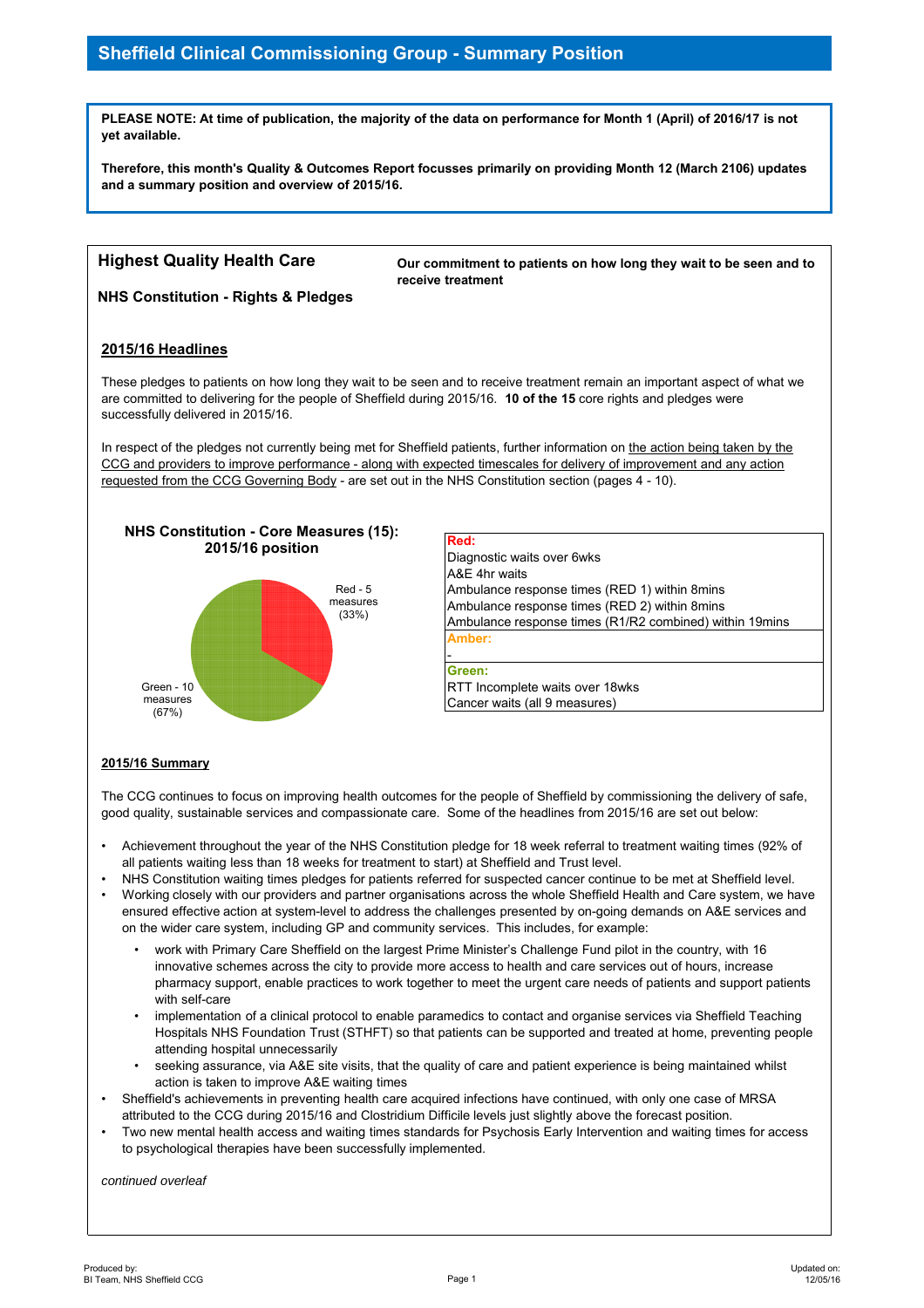# Sheffield Clinical Commissioning Group - Summary Position

**PLEASE NOTE: At time of publication, the majority of the data on performance for Month 1 (April) of 2016/17 is not yet available.**

**Therefore, this month's Quality & Outcomes Report focusses primarily on providing Month 12 (March 2106) updates and a summary position and overview of 2015/16.**

## Highest Quality Health Care

### NHS Constitution - Rights & Pledges

**Our commitment to patients on how long they wait to be seen and to receive treatment**

### 2015/16 Headlines

These pledges to patients on how long they wait to be seen and to receive treatment remain an important aspect of what we are committed to delivering for the people of Sheffield during 2015/16. **10 of the 15** core rights and pledges were successfully delivered in 2015/16.

In respect of the pledges not currently being met for Sheffield patients, further information on the action being taken by the CCG and providers to improve performance - along with expected timescales for delivery of improvement and any action requested from the CCG Governing Body - are set out in the NHS Constitution section (pages 4 - 10).

**NHS Constitution - Core Measures (15): 2015/16 position**

Red - 5 measures (33%)

Green - 10 measures (67%)

| |
|---|
| **Red:** |
| Diagnostic waits over 6wks |
| A&E 4hr waits |
| Ambulance response times (RED 1) within 8mins |
| Ambulance response times (RED 2) within 8mins |
| Ambulance response times (R1/R2 combined) within 19mins |
| **Amber:** |
| - |
| **Green:** |
| RTT Incomplete waits over 18wks |
| Cancer waits (all 9 measures) |

### 2015/16 Summary

The CCG continues to focus on improving health outcomes for the people of Sheffield by commissioning the delivery of safe, good quality, sustainable services and compassionate care. Some of the headlines from 2015/16 are set out below:

- Achievement throughout the year of the NHS Constitution pledge for 18 week referral to treatment waiting times (92% of all patients waiting less than 18 weeks for treatment to start) at Sheffield and Trust level.
- NHS Constitution waiting times pledges for patients referred for suspected cancer continue to be met at Sheffield level.
- Working closely with our providers and partner organisations across the whole Sheffield Health and Care system, we have ensured effective action at system-level to address the challenges presented by on-going demands on A&E services and on the wider care system, including GP and community services. This includes, for example:
  - work with Primary Care Sheffield on the largest Prime Minister's Challenge Fund pilot in the country, with 16 innovative schemes across the city to provide more access to health and care services out of hours, increase pharmacy support, enable practices to work together to meet the urgent care needs of patients and support patients with self-care
  - implementation of a clinical protocol to enable paramedics to contact and organise services via Sheffield Teaching Hospitals NHS Foundation Trust (STHFT) so that patients can be supported and treated at home, preventing people attending hospital unnecessarily
  - seeking assurance, via A&E site visits, that the quality of care and patient experience is being maintained whilst action is taken to improve A&E waiting times
- Sheffield's achievements in preventing health care acquired infections have continued, with only one case of MRSA attributed to the CCG during 2015/16 and Clostridium Difficile levels just slightly above the forecast position.
- Two new mental health access and waiting times standards for Psychosis Early Intervention and waiting times for access to psychological therapies have been successfully implemented.

*continued overleaf*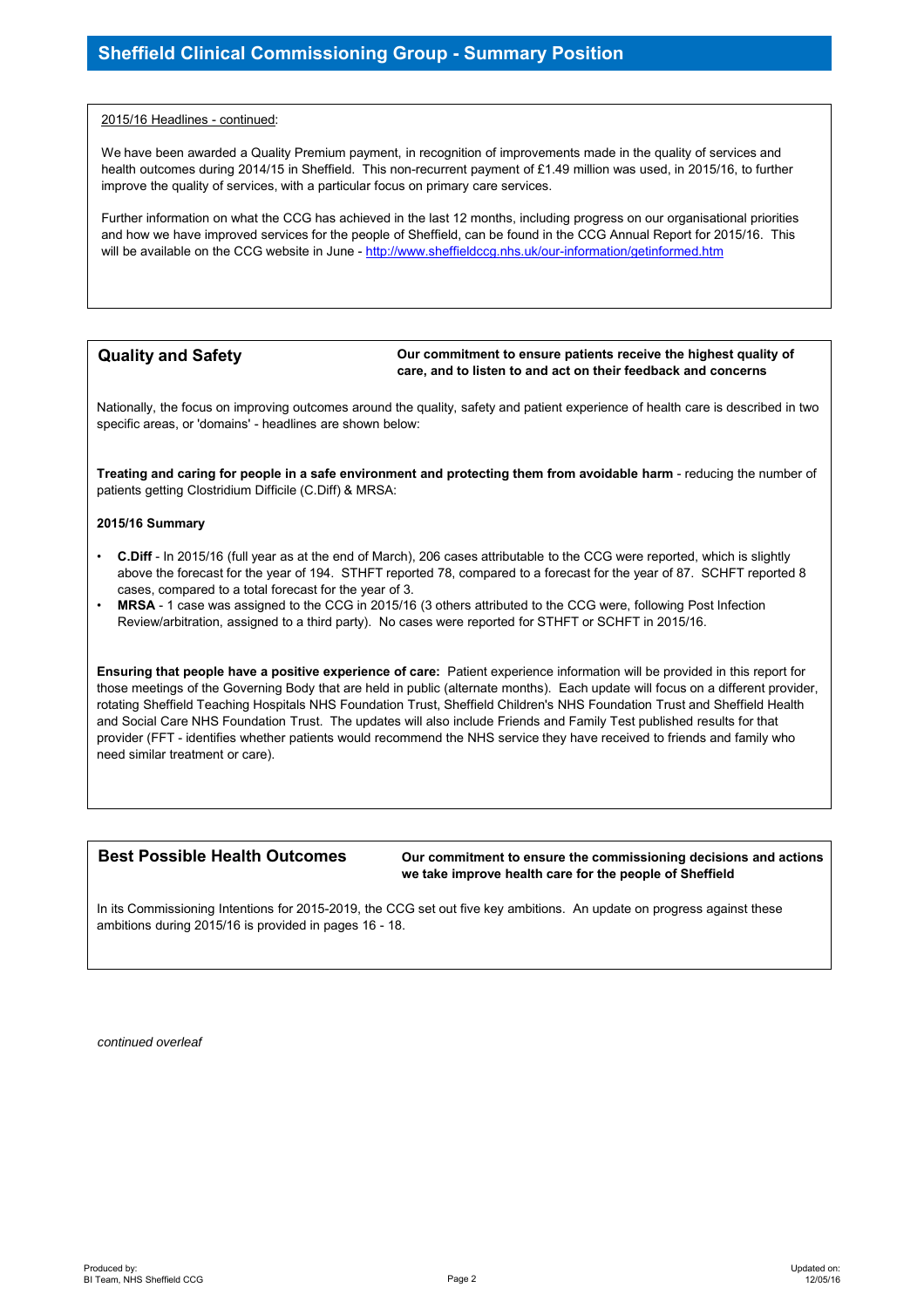# Sheffield Clinical Commissioning Group - Summary Position

2015/16 Headlines - continued:

We have been awarded a Quality Premium payment, in recognition of improvements made in the quality of services and health outcomes during 2014/15 in Sheffield. This non-recurrent payment of £1.49 million was used, in 2015/16, to further improve the quality of services, with a particular focus on primary care services.

Further information on what the CCG has achieved in the last 12 months, including progress on our organisational priorities and how we have improved services for the people of Sheffield, can be found in the CCG Annual Report for 2015/16. This will be available on the CCG website in June - http://www.sheffieldccg.nhs.uk/our-information/getinformed.htm

## Quality and Safety

**Our commitment to ensure patients receive the highest quality of care, and to listen to and act on their feedback and concerns**

Nationally, the focus on improving outcomes around the quality, safety and patient experience of health care is described in two specific areas, or 'domains' - headlines are shown below:

**Treating and caring for people in a safe environment and protecting them from avoidable harm** - reducing the number of patients getting Clostridium Difficile (C.Diff) & MRSA:

**2015/16 Summary**

- **C.Diff** - In 2015/16 (full year as at the end of March), 206 cases attributable to the CCG were reported, which is slightly above the forecast for the year of 194. STHFT reported 78, compared to a forecast for the year of 87. SCHFT reported 8 cases, compared to a total forecast for the year of 3.
- **MRSA** - 1 case was assigned to the CCG in 2015/16 (3 others attributed to the CCG were, following Post Infection Review/arbitration, assigned to a third party). No cases were reported for STHFT or SCHFT in 2015/16.

**Ensuring that people have a positive experience of care:** Patient experience information will be provided in this report for those meetings of the Governing Body that are held in public (alternate months). Each update will focus on a different provider, rotating Sheffield Teaching Hospitals NHS Foundation Trust, Sheffield Children's NHS Foundation Trust and Sheffield Health and Social Care NHS Foundation Trust. The updates will also include Friends and Family Test published results for that provider (FFT - identifies whether patients would recommend the NHS service they have received to friends and family who need similar treatment or care).

## Best Possible Health Outcomes

**Our commitment to ensure the commissioning decisions and actions we take improve health care for the people of Sheffield**

In its Commissioning Intentions for 2015-2019, the CCG set out five key ambitions. An update on progress against these ambitions during 2015/16 is provided in pages 16 - 18.

*continued overleaf*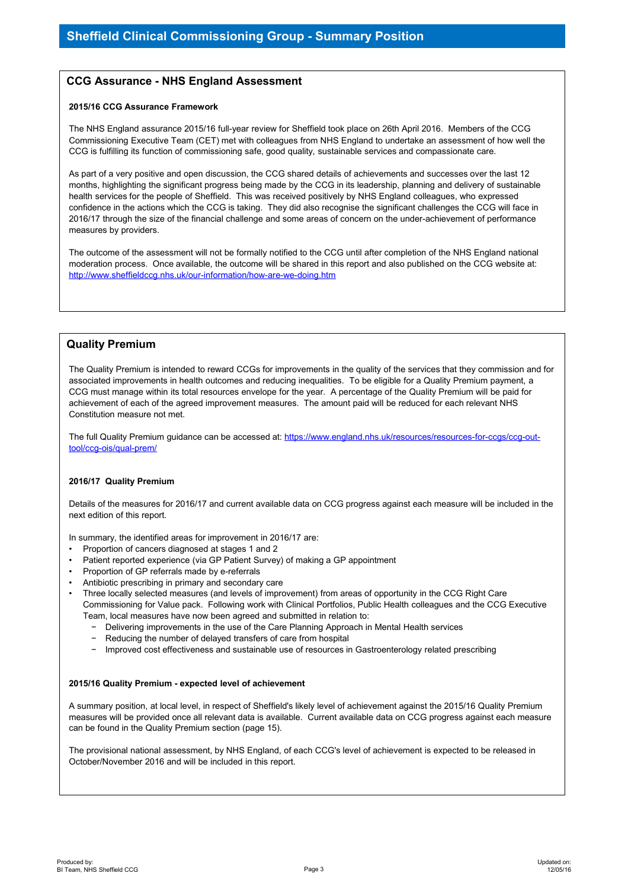# Sheffield Clinical Commissioning Group - Summary Position

## CCG Assurance - NHS England Assessment

**2015/16 CCG Assurance Framework**

The NHS England assurance 2015/16 full-year review for Sheffield took place on 26th April 2016. Members of the CCG Commissioning Executive Team (CET) met with colleagues from NHS England to undertake an assessment of how well the CCG is fulfilling its function of commissioning safe, good quality, sustainable services and compassionate care.

As part of a very positive and open discussion, the CCG shared details of achievements and successes over the last 12 months, highlighting the significant progress being made by the CCG in its leadership, planning and delivery of sustainable health services for the people of Sheffield. This was received positively by NHS England colleagues, who expressed confidence in the actions which the CCG is taking. They did also recognise the significant challenges the CCG will face in 2016/17 through the size of the financial challenge and some areas of concern on the under-achievement of performance measures by providers.

The outcome of the assessment will not be formally notified to the CCG until after completion of the NHS England national moderation process. Once available, the outcome will be shared in this report and also published on the CCG website at: http://www.sheffieldccg.nhs.uk/our-information/how-are-we-doing.htm

## Quality Premium

The Quality Premium is intended to reward CCGs for improvements in the quality of the services that they commission and for associated improvements in health outcomes and reducing inequalities. To be eligible for a Quality Premium payment, a CCG must manage within its total resources envelope for the year. A percentage of the Quality Premium will be paid for achievement of each of the agreed improvement measures. The amount paid will be reduced for each relevant NHS Constitution measure not met.

The full Quality Premium guidance can be accessed at: https://www.england.nhs.uk/resources/resources-for-ccgs/ccg-out-tool/ccg-ois/qual-prem/

**2016/17 Quality Premium**

Details of the measures for 2016/17 and current available data on CCG progress against each measure will be included in the next edition of this report.

In summary, the identified areas for improvement in 2016/17 are:

- Proportion of cancers diagnosed at stages 1 and 2
- Patient reported experience (via GP Patient Survey) of making a GP appointment
- Proportion of GP referrals made by e-referrals
- Antibiotic prescribing in primary and secondary care
- Three locally selected measures (and levels of improvement) from areas of opportunity in the CCG Right Care Commissioning for Value pack. Following work with Clinical Portfolios, Public Health colleagues and the CCG Executive Team, local measures have now been agreed and submitted in relation to:
  - Delivering improvements in the use of the Care Planning Approach in Mental Health services
  - Reducing the number of delayed transfers of care from hospital
  - Improved cost effectiveness and sustainable use of resources in Gastroenterology related prescribing

**2015/16 Quality Premium - expected level of achievement**

A summary position, at local level, in respect of Sheffield's likely level of achievement against the 2015/16 Quality Premium measures will be provided once all relevant data is available. Current available data on CCG progress against each measure can be found in the Quality Premium section (page 15).

The provisional national assessment, by NHS England, of each CCG's level of achievement is expected to be released in October/November 2016 and will be included in this report.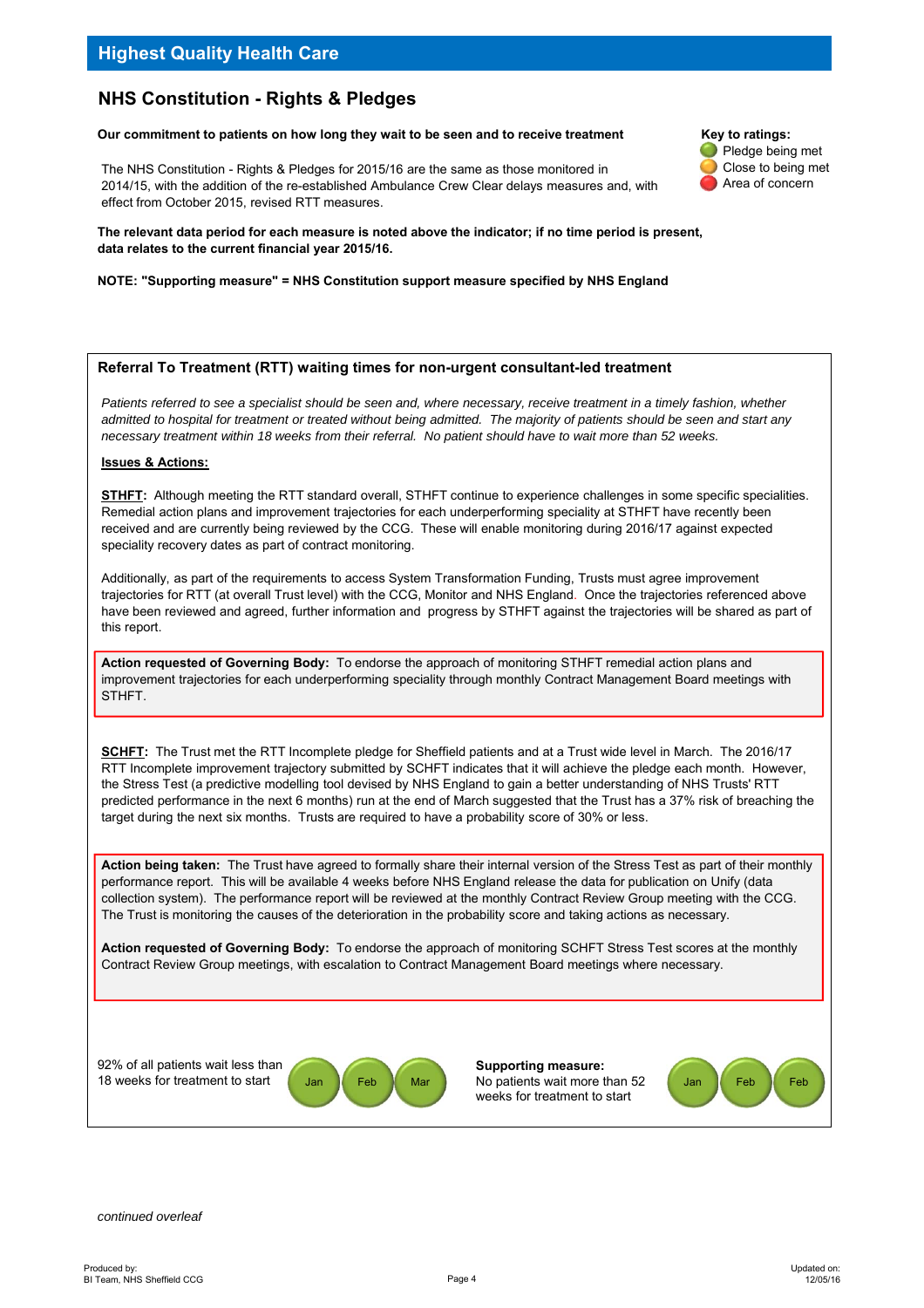## Highest Quality Health Care

### NHS Constitution - Rights & Pledges

**Our commitment to patients on how long they wait to be seen and to receive treatment**

The NHS Constitution - Rights & Pledges for 2015/16 are the same as those monitored in 2014/15, with the addition of the re-established Ambulance Crew Clear delays measures and, with effect from October 2015, revised RTT measures.

**Key to ratings:**
- Pledge being met
- Close to being met
- Area of concern

**The relevant data period for each measure is noted above the indicator; if no time period is present, data relates to the current financial year 2015/16.**

**NOTE: "Supporting measure" = NHS Constitution support measure specified by NHS England**

#### Referral To Treatment (RTT) waiting times for non-urgent consultant-led treatment

*Patients referred to see a specialist should be seen and, where necessary, receive treatment in a timely fashion, whether admitted to hospital for treatment or treated without being admitted. The majority of patients should be seen and start any necessary treatment within 18 weeks from their referral. No patient should have to wait more than 52 weeks.*

**Issues & Actions:**

**STHFT:** Although meeting the RTT standard overall, STHFT continue to experience challenges in some specific specialities. Remedial action plans and improvement trajectories for each underperforming speciality at STHFT have recently been received and are currently being reviewed by the CCG. These will enable monitoring during 2016/17 against expected speciality recovery dates as part of contract monitoring.

Additionally, as part of the requirements to access System Transformation Funding, Trusts must agree improvement trajectories for RTT (at overall Trust level) with the CCG, Monitor and NHS England. Once the trajectories referenced above have been reviewed and agreed, further information and progress by STHFT against the trajectories will be shared as part of this report.

**Action requested of Governing Body:** To endorse the approach of monitoring STHFT remedial action plans and improvement trajectories for each underperforming speciality through monthly Contract Management Board meetings with STHFT.

**SCHFT:** The Trust met the RTT Incomplete pledge for Sheffield patients and at a Trust wide level in March. The 2016/17 RTT Incomplete improvement trajectory submitted by SCHFT indicates that it will achieve the pledge each month. However, the Stress Test (a predictive modelling tool devised by NHS England to gain a better understanding of NHS Trusts' RTT predicted performance in the next 6 months) run at the end of March suggested that the Trust has a 37% risk of breaching the target during the next six months. Trusts are required to have a probability score of 30% or less.

**Action being taken:** The Trust have agreed to formally share their internal version of the Stress Test as part of their monthly performance report. This will be available 4 weeks before NHS England release the data for publication on Unify (data collection system). The performance report will be reviewed at the monthly Contract Review Group meeting with the CCG. The Trust is monitoring the causes of the deterioration in the probability score and taking actions as necessary.

**Action requested of Governing Body:** To endorse the approach of monitoring SCHFT Stress Test scores at the monthly Contract Review Group meetings, with escalation to Contract Management Board meetings where necessary.

| Measure | | | |
|---|---|---|---|
| 92% of all patients wait less than 18 weeks for treatment to start | Jan (green) | Feb (green) | Mar (green) |
| **Supporting measure:** No patients wait more than 52 weeks for treatment to start | Jan (green) | Feb (green) | Feb (green) |

*continued overleaf*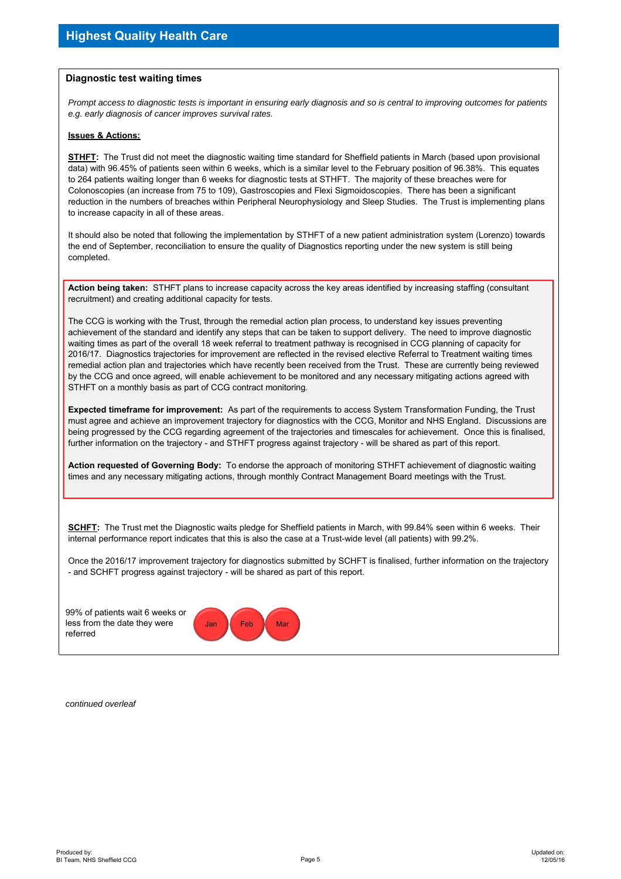## Highest Quality Health Care

### Diagnostic test waiting times

*Prompt access to diagnostic tests is important in ensuring early diagnosis and so is central to improving outcomes for patients e.g. early diagnosis of cancer improves survival rates.*

**Issues & Actions:**

**STHFT:** The Trust did not meet the diagnostic waiting time standard for Sheffield patients in March (based upon provisional data) with 96.45% of patients seen within 6 weeks, which is a similar level to the February position of 96.38%. This equates to 264 patients waiting longer than 6 weeks for diagnostic tests at STHFT. The majority of these breaches were for Colonoscopies (an increase from 75 to 109), Gastroscopies and Flexi Sigmoidoscopies. There has been a significant reduction in the numbers of breaches within Peripheral Neurophysiology and Sleep Studies. The Trust is implementing plans to increase capacity in all of these areas.

It should also be noted that following the implementation by STHFT of a new patient administration system (Lorenzo) towards the end of September, reconciliation to ensure the quality of Diagnostics reporting under the new system is still being completed.

**Action being taken:** STHFT plans to increase capacity across the key areas identified by increasing staffing (consultant recruitment) and creating additional capacity for tests.

The CCG is working with the Trust, through the remedial action plan process, to understand key issues preventing achievement of the standard and identify any steps that can be taken to support delivery. The need to improve diagnostic waiting times as part of the overall 18 week referral to treatment pathway is recognised in CCG planning of capacity for 2016/17. Diagnostics trajectories for improvement are reflected in the revised elective Referral to Treatment waiting times remedial action plan and trajectories which have recently been received from the Trust. These are currently being reviewed by the CCG and once agreed, will enable achievement to be monitored and any necessary mitigating actions agreed with STHFT on a monthly basis as part of CCG contract monitoring.

**Expected timeframe for improvement:** As part of the requirements to access System Transformation Funding, the Trust must agree and achieve an improvement trajectory for diagnostics with the CCG, Monitor and NHS England. Discussions are being progressed by the CCG regarding agreement of the trajectories and timescales for achievement. Once this is finalised, further information on the trajectory - and STHFT progress against trajectory - will be shared as part of this report.

**Action requested of Governing Body:** To endorse the approach of monitoring STHFT achievement of diagnostic waiting times and any necessary mitigating actions, through monthly Contract Management Board meetings with the Trust.

**SCHFT:** The Trust met the Diagnostic waits pledge for Sheffield patients in March, with 99.84% seen within 6 weeks. Their internal performance report indicates that this is also the case at a Trust-wide level (all patients) with 99.2%.

Once the 2016/17 improvement trajectory for diagnostics submitted by SCHFT is finalised, further information on the trajectory - and SCHFT progress against trajectory - will be shared as part of this report.

| 99% of patients wait 6 weeks or less from the date they were referred | Jan | Feb | Mar |
|---|---|---|---|

*continued overleaf*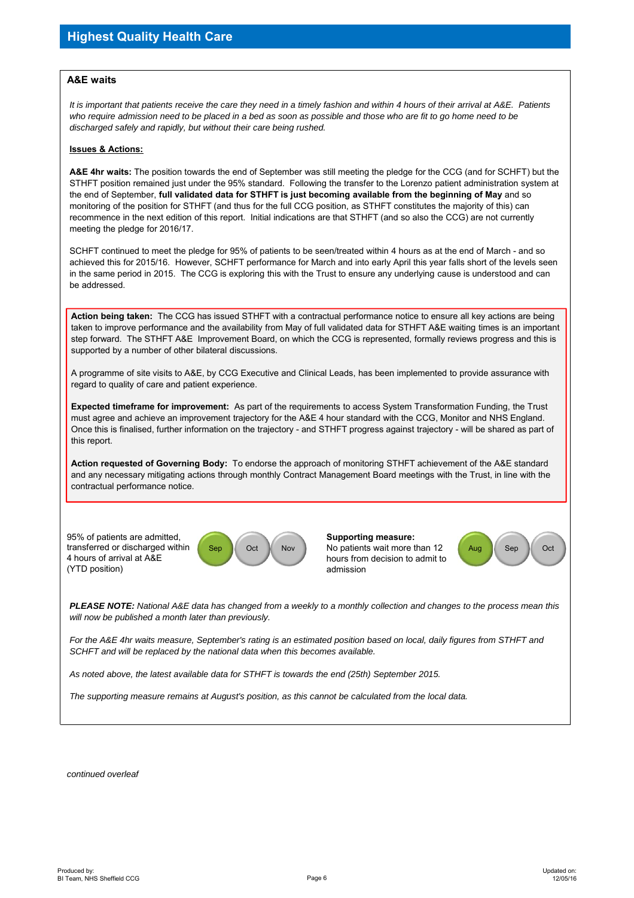# Highest Quality Health Care

## A&E waits

*It is important that patients receive the care they need in a timely fashion and within 4 hours of their arrival at A&E. Patients who require admission need to be placed in a bed as soon as possible and those who are fit to go home need to be discharged safely and rapidly, but without their care being rushed.*

**Issues & Actions:**

**A&E 4hr waits:** The position towards the end of September was still meeting the pledge for the CCG (and for SCHFT) but the STHFT position remained just under the 95% standard. Following the transfer to the Lorenzo patient administration system at the end of September, **full validated data for STHFT is just becoming available from the beginning of May** and so monitoring of the position for STHFT (and thus for the full CCG position, as STHFT constitutes the majority of this) can recommence in the next edition of this report. Initial indications are that STHFT (and so also the CCG) are not currently meeting the pledge for 2016/17.

SCHFT continued to meet the pledge for 95% of patients to be seen/treated within 4 hours as at the end of March - and so achieved this for 2015/16. However, SCHFT performance for March and into early April this year falls short of the levels seen in the same period in 2015. The CCG is exploring this with the Trust to ensure any underlying cause is understood and can be addressed.

**Action being taken:** The CCG has issued STHFT with a contractual performance notice to ensure all key actions are being taken to improve performance and the availability from May of full validated data for STHFT A&E waiting times is an important step forward. The STHFT A&E Improvement Board, on which the CCG is represented, formally reviews progress and this is supported by a number of other bilateral discussions.

A programme of site visits to A&E, by CCG Executive and Clinical Leads, has been implemented to provide assurance with regard to quality of care and patient experience.

**Expected timeframe for improvement:** As part of the requirements to access System Transformation Funding, the Trust must agree and achieve an improvement trajectory for the A&E 4 hour standard with the CCG, Monitor and NHS England. Once this is finalised, further information on the trajectory - and STHFT progress against trajectory - will be shared as part of this report.

**Action requested of Governing Body:** To endorse the approach of monitoring STHFT achievement of the A&E standard and any necessary mitigating actions through monthly Contract Management Board meetings with the Trust, in line with the contractual performance notice.

| Measure | | | |
|---|---|---|---|
| 95% of patients are admitted, transferred or discharged within 4 hours of arrival at A&E (YTD position) | Sep | Oct | Nov |
| **Supporting measure:** No patients wait more than 12 hours from decision to admit to admission | Aug | Sep | Oct |

***PLEASE NOTE:*** *National A&E data has changed from a weekly to a monthly collection and changes to the process mean this will now be published a month later than previously.*

*For the A&E 4hr waits measure, September's rating is an estimated position based on local, daily figures from STHFT and SCHFT and will be replaced by the national data when this becomes available.*

*As noted above, the latest available data for STHFT is towards the end (25th) September 2015.*

*The supporting measure remains at August's position, as this cannot be calculated from the local data.*

*continued overleaf*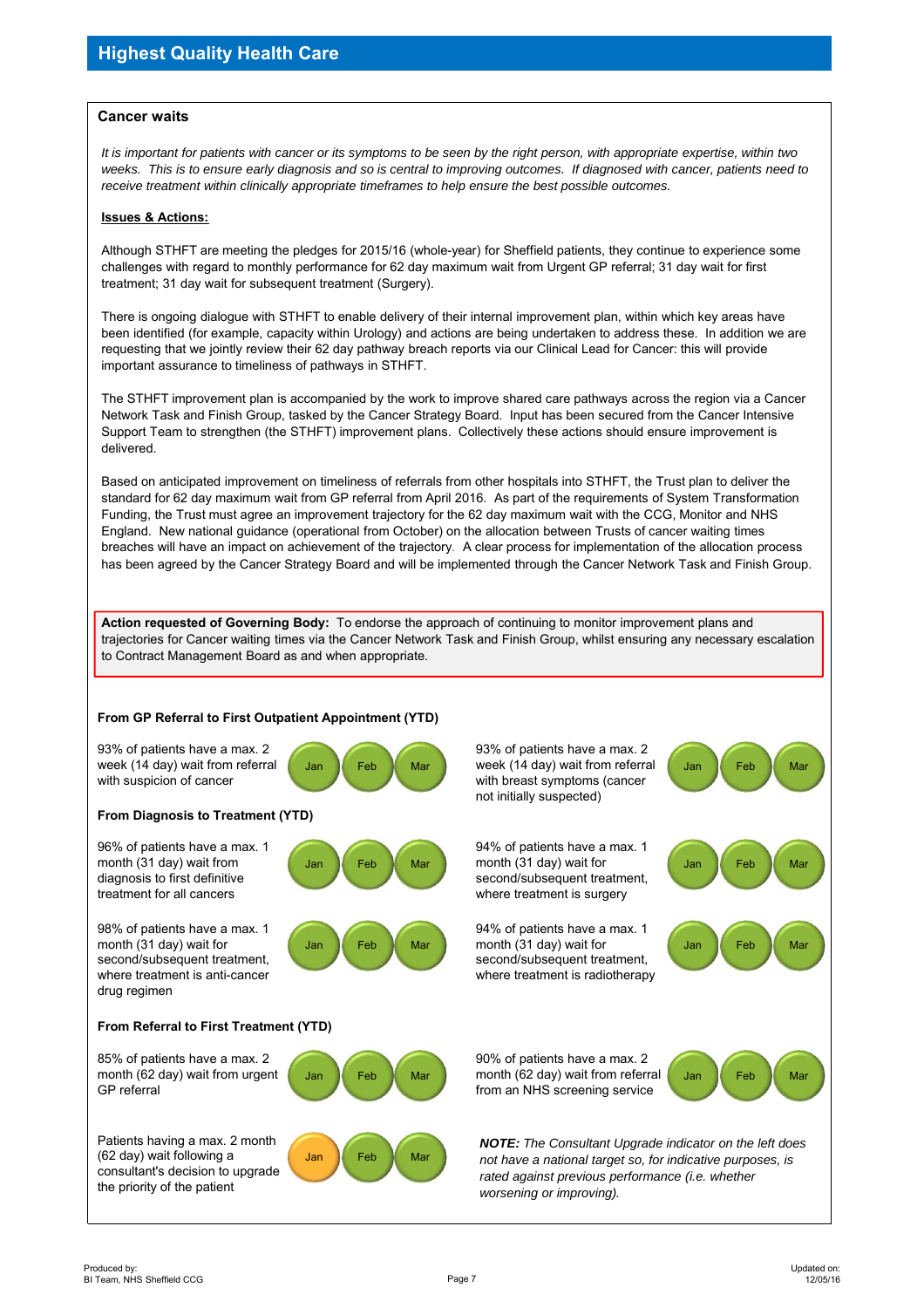## Highest Quality Health Care

### Cancer waits

*It is important for patients with cancer or its symptoms to be seen by the right person, with appropriate expertise, within two weeks. This is to ensure early diagnosis and so is central to improving outcomes. If diagnosed with cancer, patients need to receive treatment within clinically appropriate timeframes to help ensure the best possible outcomes.*

**Issues & Actions:**

Although STHFT are meeting the pledges for 2015/16 (whole-year) for Sheffield patients, they continue to experience some challenges with regard to monthly performance for 62 day maximum wait from Urgent GP referral; 31 day wait for first treatment; 31 day wait for subsequent treatment (Surgery).

There is ongoing dialogue with STHFT to enable delivery of their internal improvement plan, within which key areas have been identified (for example, capacity within Urology) and actions are being undertaken to address these. In addition we are requesting that we jointly review their 62 day pathway breach reports via our Clinical Lead for Cancer: this will provide important assurance to timeliness of pathways in STHFT.

The STHFT improvement plan is accompanied by the work to improve shared care pathways across the region via a Cancer Network Task and Finish Group, tasked by the Cancer Strategy Board. Input has been secured from the Cancer Intensive Support Team to strengthen (the STHFT) improvement plans. Collectively these actions should ensure improvement is delivered.

Based on anticipated improvement on timeliness of referrals from other hospitals into STHFT, the Trust plan to deliver the standard for 62 day maximum wait from GP referral from April 2016. As part of the requirements of System Transformation Funding, the Trust must agree an improvement trajectory for the 62 day maximum wait with the CCG, Monitor and NHS England. New national guidance (operational from October) on the allocation between Trusts of cancer waiting times breaches will have an impact on achievement of the trajectory. A clear process for implementation of the allocation process has been agreed by the Cancer Strategy Board and will be implemented through the Cancer Network Task and Finish Group.

**Action requested of Governing Body:** To endorse the approach of continuing to monitor improvement plans and trajectories for Cancer waiting times via the Cancer Network Task and Finish Group, whilst ensuring any necessary escalation to Contract Management Board as and when appropriate.

**From GP Referral to First Outpatient Appointment (YTD)**

| Indicator | Jan | Feb | Mar |
| --- | --- | --- | --- |
| 93% of patients have a max. 2 week (14 day) wait from referral with suspicion of cancer | Green | Green | Green |
| 93% of patients have a max. 2 week (14 day) wait from referral with breast symptoms (cancer not initially suspected) | Green | Green | Green |

**From Diagnosis to Treatment (YTD)**

| Indicator | Jan | Feb | Mar |
| --- | --- | --- | --- |
| 96% of patients have a max. 1 month (31 day) wait from diagnosis to first definitive treatment for all cancers | Green | Green | Green |
| 94% of patients have a max. 1 month (31 day) wait for second/subsequent treatment, where treatment is surgery | Green | Green | Green |
| 98% of patients have a max. 1 month (31 day) wait for second/subsequent treatment, where treatment is anti-cancer drug regimen | Green | Green | Green |
| 94% of patients have a max. 1 month (31 day) wait for second/subsequent treatment, where treatment is radiotherapy | Green | Green | Green |

**From Referral to First Treatment (YTD)**

| Indicator | Jan | Feb | Mar |
| --- | --- | --- | --- |
| 85% of patients have a max. 2 month (62 day) wait from urgent GP referral | Green | Green | Green |
| 90% of patients have a max. 2 month (62 day) wait from referral from an NHS screening service | Green | Green | Green |
| Patients having a max. 2 month (62 day) wait following a consultant's decision to upgrade the priority of the patient | Amber | Green | Green |

***NOTE:*** *The Consultant Upgrade indicator on the left does not have a national target so, for indicative purposes, is rated against previous performance (i.e. whether worsening or improving).*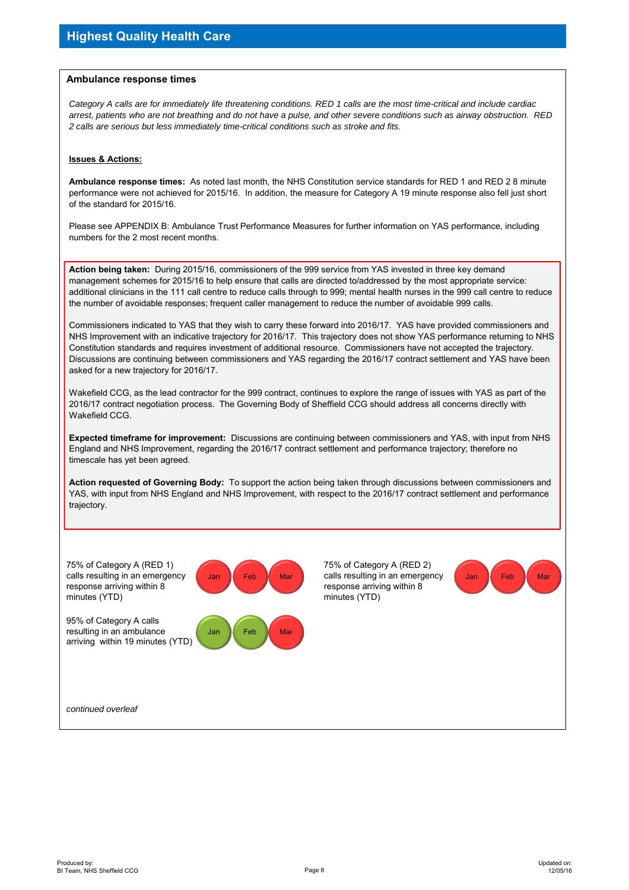## Highest Quality Health Care

### Ambulance response times

*Category A calls are for immediately life threatening conditions. RED 1 calls are the most time-critical and include cardiac arrest, patients who are not breathing and do not have a pulse, and other severe conditions such as airway obstruction. RED 2 calls are serious but less immediately time-critical conditions such as stroke and fits.*

**Issues & Actions:**

**Ambulance response times:** As noted last month, the NHS Constitution service standards for RED 1 and RED 2 8 minute performance were not achieved for 2015/16. In addition, the measure for Category A 19 minute response also fell just short of the standard for 2015/16.

Please see APPENDIX B: Ambulance Trust Performance Measures for further information on YAS performance, including numbers for the 2 most recent months.

**Action being taken:** During 2015/16, commissioners of the 999 service from YAS invested in three key demand management schemes for 2015/16 to help ensure that calls are directed to/addressed by the most appropriate service: additional clinicians in the 111 call centre to reduce calls through to 999; mental health nurses in the 999 call centre to reduce the number of avoidable responses; frequent caller management to reduce the number of avoidable 999 calls.

Commissioners indicated to YAS that they wish to carry these forward into 2016/17. YAS have provided commissioners and NHS Improvement with an indicative trajectory for 2016/17. This trajectory does not show YAS performance returning to NHS Constitution standards and requires investment of additional resource. Commissioners have not accepted the trajectory. Discussions are continuing between commissioners and YAS regarding the 2016/17 contract settlement and YAS have been asked for a new trajectory for 2016/17.

Wakefield CCG, as the lead contractor for the 999 contract, continues to explore the range of issues with YAS as part of the 2016/17 contract negotiation process. The Governing Body of Sheffield CCG should address all concerns directly with Wakefield CCG.

**Expected timeframe for improvement:** Discussions are continuing between commissioners and YAS, with input from NHS England and NHS Improvement, regarding the 2016/17 contract settlement and performance trajectory; therefore no timescale has yet been agreed.

**Action requested of Governing Body:** To support the action being taken through discussions between commissioners and YAS, with input from NHS England and NHS Improvement, with respect to the 2016/17 contract settlement and performance trajectory.

| Measure | Jan | Feb | Mar |
|---|---|---|---|
| 75% of Category A (RED 1) calls resulting in an emergency response arriving within 8 minutes (YTD) | Red | Red | Red |
| 75% of Category A (RED 2) calls resulting in an emergency response arriving within 8 minutes (YTD) | Red | Red | Red |
| 95% of Category A calls resulting in an ambulance arriving within 19 minutes (YTD) | Green | Green | Red |

*continued overleaf*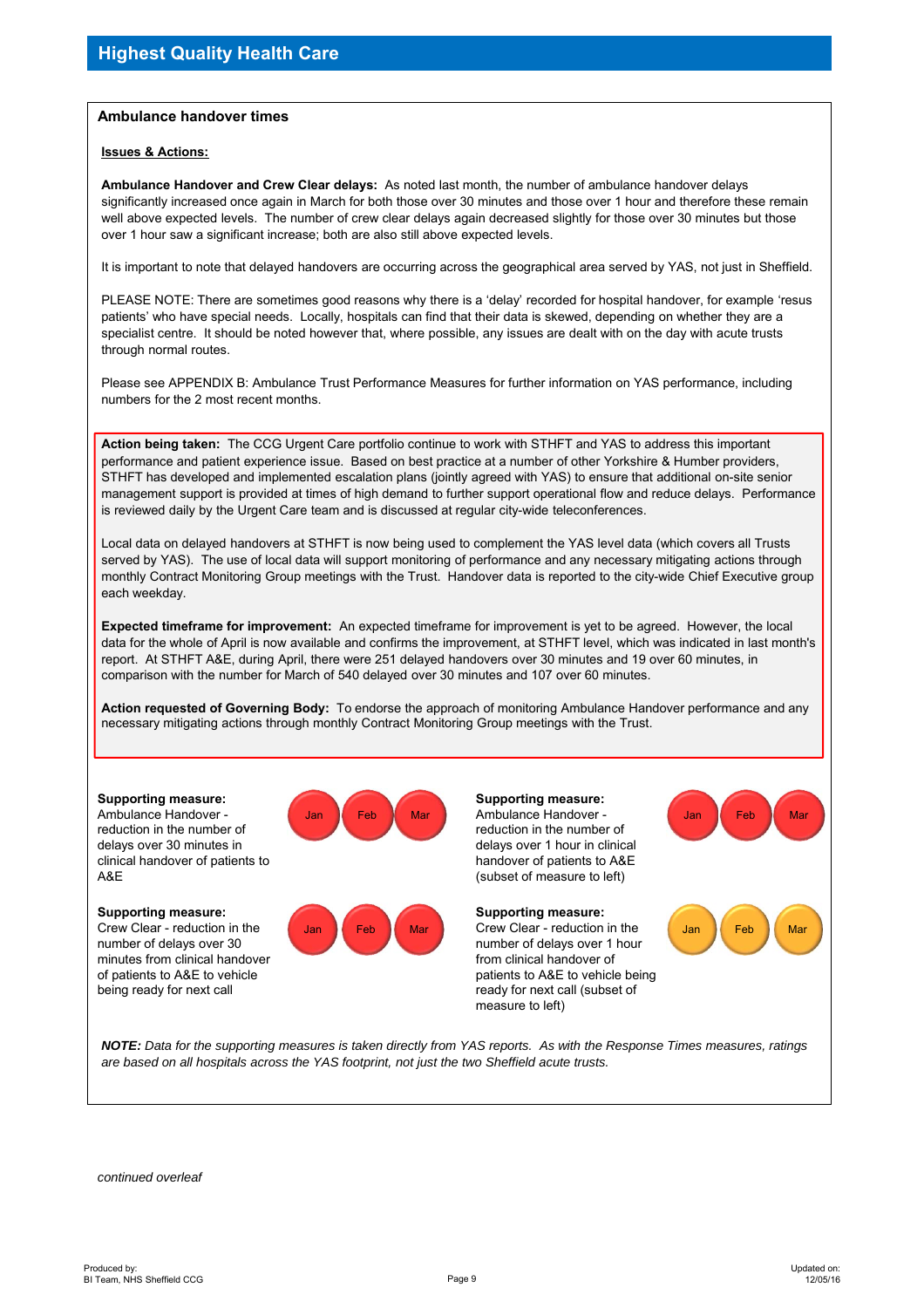## Highest Quality Health Care

### Ambulance handover times

**Issues & Actions:**

**Ambulance Handover and Crew Clear delays:** As noted last month, the number of ambulance handover delays significantly increased once again in March for both those over 30 minutes and those over 1 hour and therefore these remain well above expected levels. The number of crew clear delays again decreased slightly for those over 30 minutes but those over 1 hour saw a significant increase; both are also still above expected levels.

It is important to note that delayed handovers are occurring across the geographical area served by YAS, not just in Sheffield.

PLEASE NOTE: There are sometimes good reasons why there is a 'delay' recorded for hospital handover, for example 'resus patients' who have special needs. Locally, hospitals can find that their data is skewed, depending on whether they are a specialist centre. It should be noted however that, where possible, any issues are dealt with on the day with acute trusts through normal routes.

Please see APPENDIX B: Ambulance Trust Performance Measures for further information on YAS performance, including numbers for the 2 most recent months.

**Action being taken:** The CCG Urgent Care portfolio continue to work with STHFT and YAS to address this important performance and patient experience issue. Based on best practice at a number of other Yorkshire & Humber providers, STHFT has developed and implemented escalation plans (jointly agreed with YAS) to ensure that additional on-site senior management support is provided at times of high demand to further support operational flow and reduce delays. Performance is reviewed daily by the Urgent Care team and is discussed at regular city-wide teleconferences.

Local data on delayed handovers at STHFT is now being used to complement the YAS level data (which covers all Trusts served by YAS). The use of local data will support monitoring of performance and any necessary mitigating actions through monthly Contract Monitoring Group meetings with the Trust. Handover data is reported to the city-wide Chief Executive group each weekday.

**Expected timeframe for improvement:** An expected timeframe for improvement is yet to be agreed. However, the local data for the whole of April is now available and confirms the improvement, at STHFT level, which was indicated in last month's report. At STHFT A&E, during April, there were 251 delayed handovers over 30 minutes and 19 over 60 minutes, in comparison with the number for March of 540 delayed over 30 minutes and 107 over 60 minutes.

**Action requested of Governing Body:** To endorse the approach of monitoring Ambulance Handover performance and any necessary mitigating actions through monthly Contract Monitoring Group meetings with the Trust.

| Supporting measure | Jan | Feb | Mar |
|---|---|---|---|
| Ambulance Handover - reduction in the number of delays over 30 minutes in clinical handover of patients to A&E | Red | Red | Red |
| Ambulance Handover - reduction in the number of delays over 1 hour in clinical handover of patients to A&E (subset of measure to left) | Red | Red | Red |
| Crew Clear - reduction in the number of delays over 30 minutes from clinical handover of patients to A&E to vehicle being ready for next call | Red | Red | Red |
| Crew Clear - reduction in the number of delays over 1 hour from clinical handover of patients to A&E to vehicle being ready for next call (subset of measure to left) | Amber | Amber | Amber |

***NOTE:*** *Data for the supporting measures is taken directly from YAS reports. As with the Response Times measures, ratings are based on all hospitals across the YAS footprint, not just the two Sheffield acute trusts.*

*continued overleaf*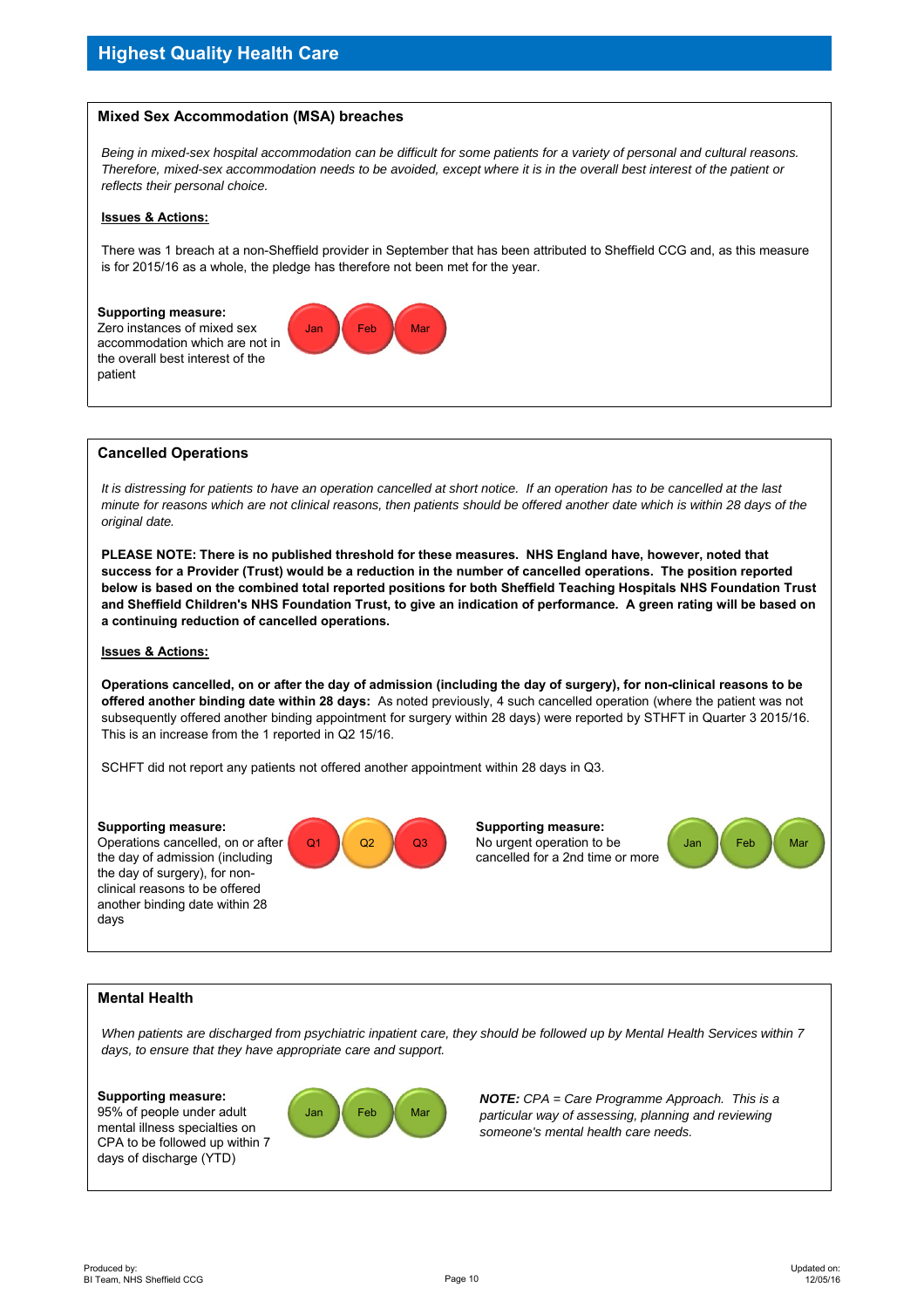## Highest Quality Health Care

### Mixed Sex Accommodation (MSA) breaches

*Being in mixed-sex hospital accommodation can be difficult for some patients for a variety of personal and cultural reasons. Therefore, mixed-sex accommodation needs to be avoided, except where it is in the overall best interest of the patient or reflects their personal choice.*

**Issues & Actions:**

There was 1 breach at a non-Sheffield provider in September that has been attributed to Sheffield CCG and, as this measure is for 2015/16 as a whole, the pledge has therefore not been met for the year.

**Supporting measure:**
Zero instances of mixed sex accommodation which are not in the overall best interest of the patient

| Jan | Feb | Mar |
|---|---|---|
| Red | Red | Red |

### Cancelled Operations

*It is distressing for patients to have an operation cancelled at short notice. If an operation has to be cancelled at the last minute for reasons which are not clinical reasons, then patients should be offered another date which is within 28 days of the original date.*

**PLEASE NOTE: There is no published threshold for these measures. NHS England have, however, noted that success for a Provider (Trust) would be a reduction in the number of cancelled operations. The position reported below is based on the combined total reported positions for both Sheffield Teaching Hospitals NHS Foundation Trust and Sheffield Children's NHS Foundation Trust, to give an indication of performance. A green rating will be based on a continuing reduction of cancelled operations.**

**Issues & Actions:**

**Operations cancelled, on or after the day of admission (including the day of surgery), for non-clinical reasons to be offered another binding date within 28 days:** As noted previously, 4 such cancelled operation (where the patient was not subsequently offered another binding appointment for surgery within 28 days) were reported by STHFT in Quarter 3 2015/16. This is an increase from the 1 reported in Q2 15/16.

SCHFT did not report any patients not offered another appointment within 28 days in Q3.

**Supporting measure:**
Operations cancelled, on or after the day of admission (including the day of surgery), for non-clinical reasons to be offered another binding date within 28 days

| Q1 | Q2 | Q3 |
|---|---|---|
| Red | Amber | Red |

**Supporting measure:**
No urgent operation to be cancelled for a 2nd time or more

| Jan | Feb | Mar |
|---|---|---|
| Green | Green | Green |

### Mental Health

*When patients are discharged from psychiatric inpatient care, they should be followed up by Mental Health Services within 7 days, to ensure that they have appropriate care and support.*

**Supporting measure:**
95% of people under adult mental illness specialties on CPA to be followed up within 7 days of discharge (YTD)

| Jan | Feb | Mar |
|---|---|---|
| Green | Green | Green |

***NOTE:*** *CPA = Care Programme Approach. This is a particular way of assessing, planning and reviewing someone's mental health care needs.*

Produced by:
BI Team, NHS Sheffield CCG

Updated on:
12/05/16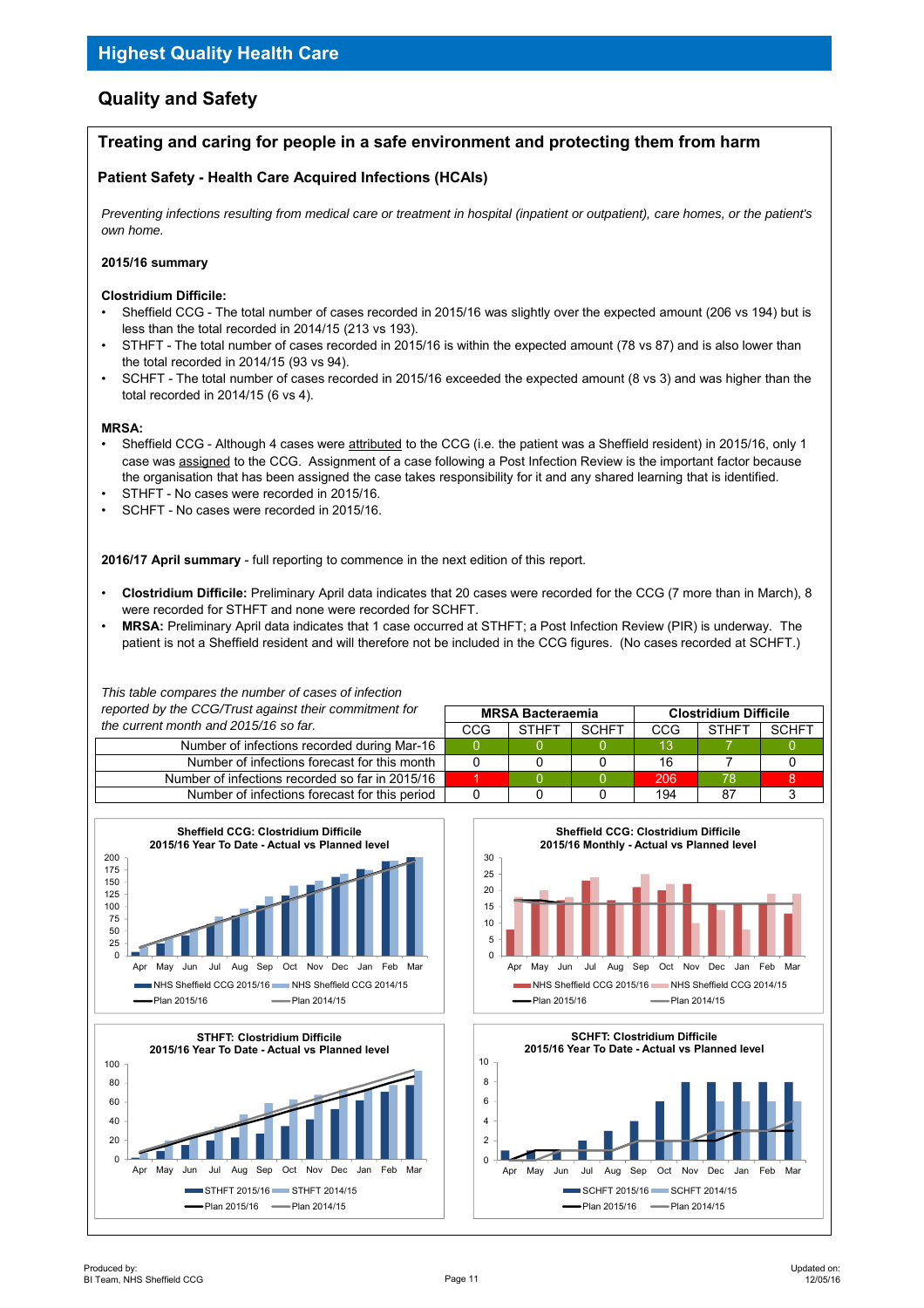# Highest Quality Health Care

## Quality and Safety

### Treating and caring for people in a safe environment and protecting them from harm

#### Patient Safety - Health Care Acquired Infections (HCAIs)

*Preventing infections resulting from medical care or treatment in hospital (inpatient or outpatient), care homes, or the patient's own home.*

**2015/16 summary**

**Clostridium Difficile:**

- Sheffield CCG - The total number of cases recorded in 2015/16 was slightly over the expected amount (206 vs 194) but is less than the total recorded in 2014/15 (213 vs 193).
- STHFT - The total number of cases recorded in 2015/16 is within the expected amount (78 vs 87) and is also lower than the total recorded in 2014/15 (93 vs 94).
- SCHFT - The total number of cases recorded in 2015/16 exceeded the expected amount (8 vs 3) and was higher than the total recorded in 2014/15 (6 vs 4).

**MRSA:**

- Sheffield CCG - Although 4 cases were attributed to the CCG (i.e. the patient was a Sheffield resident) in 2015/16, only 1 case was assigned to the CCG. Assignment of a case following a Post Infection Review is the important factor because the organisation that has been assigned the case takes responsibility for it and any shared learning that is identified.
- STHFT - No cases were recorded in 2015/16.
- SCHFT - No cases were recorded in 2015/16.

**2016/17 April summary** - full reporting to commence in the next edition of this report.

- **Clostridium Difficile:** Preliminary April data indicates that 20 cases were recorded for the CCG (7 more than in March), 8 were recorded for STHFT and none were recorded for SCHFT.
- **MRSA:** Preliminary April data indicates that 1 case occurred at STHFT; a Post Infection Review (PIR) is underway. The patient is not a Sheffield resident and will therefore not be included in the CCG figures. (No cases recorded at SCHFT.)

*This table compares the number of cases of infection reported by the CCG/Trust against their commitment for the current month and 2015/16 so far.*

| | MRSA Bacteraemia | | | Clostridium Difficile | | |
|---|---|---|---|---|---|---|
| | CCG | STHFT | SCHFT | CCG | STHFT | SCHFT |
| Number of infections recorded during Mar-16 | 0 | 0 | 0 | 13 | 7 | 0 |
| Number of infections forecast for this month | 0 | 0 | 0 | 16 | 7 | 0 |
| Number of infections recorded so far in 2015/16 | 1 | 0 | 0 | 206 | 78 | 8 |
| Number of infections forecast for this period | 0 | 0 | 0 | 194 | 87 | 3 |

**Sheffield CCG: Clostridium Difficile 2015/16 Year To Date - Actual vs Planned level**

**Sheffield CCG: Clostridium Difficile 2015/16 Monthly - Actual vs Planned level**

**STHFT: Clostridium Difficile 2015/16 Year To Date - Actual vs Planned level**

**SCHFT: Clostridium Difficile 2015/16 Year To Date - Actual vs Planned level**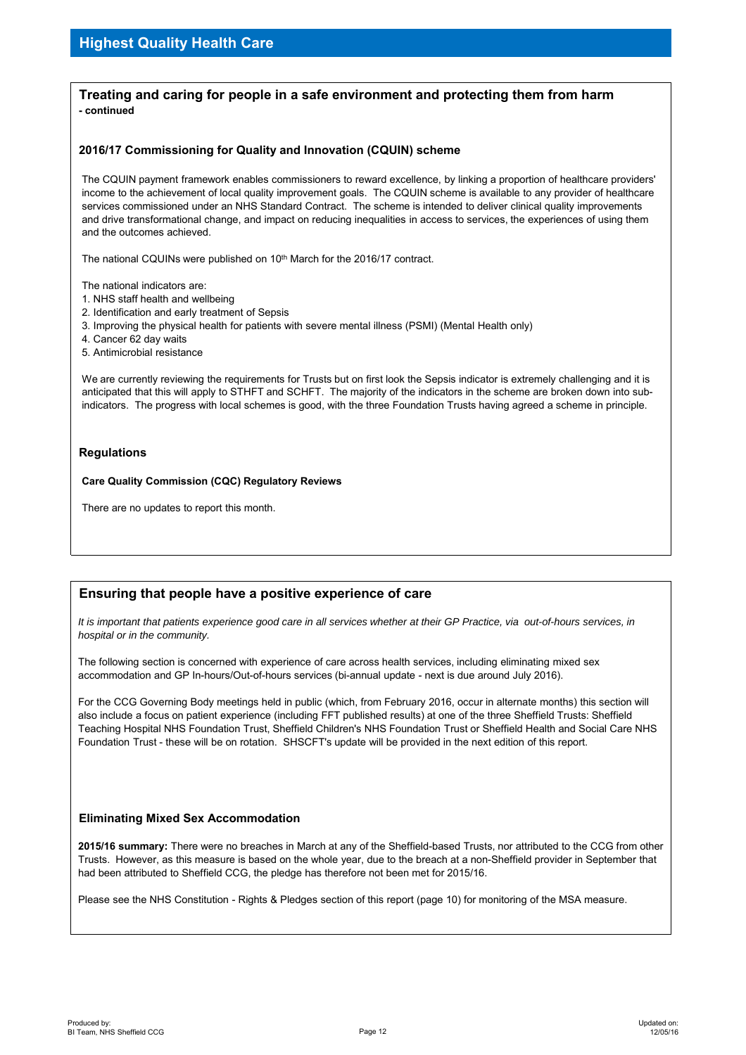# Highest Quality Health Care

## Treating and caring for people in a safe environment and protecting them from harm
**- continued**

### 2016/17 Commissioning for Quality and Innovation (CQUIN) scheme

The CQUIN payment framework enables commissioners to reward excellence, by linking a proportion of healthcare providers' income to the achievement of local quality improvement goals. The CQUIN scheme is available to any provider of healthcare services commissioned under an NHS Standard Contract. The scheme is intended to deliver clinical quality improvements and drive transformational change, and impact on reducing inequalities in access to services, the experiences of using them and the outcomes achieved.

The national CQUINs were published on 10th March for the 2016/17 contract.

The national indicators are:
1. NHS staff health and wellbeing
2. Identification and early treatment of Sepsis
3. Improving the physical health for patients with severe mental illness (PSMI) (Mental Health only)
4. Cancer 62 day waits
5. Antimicrobial resistance

We are currently reviewing the requirements for Trusts but on first look the Sepsis indicator is extremely challenging and it is anticipated that this will apply to STHFT and SCHFT. The majority of the indicators in the scheme are broken down into sub-indicators. The progress with local schemes is good, with the three Foundation Trusts having agreed a scheme in principle.

### Regulations

**Care Quality Commission (CQC) Regulatory Reviews**

There are no updates to report this month.

## Ensuring that people have a positive experience of care

*It is important that patients experience good care in all services whether at their GP Practice, via out-of-hours services, in hospital or in the community.*

The following section is concerned with experience of care across health services, including eliminating mixed sex accommodation and GP In-hours/Out-of-hours services (bi-annual update - next is due around July 2016).

For the CCG Governing Body meetings held in public (which, from February 2016, occur in alternate months) this section will also include a focus on patient experience (including FFT published results) at one of the three Sheffield Trusts: Sheffield Teaching Hospital NHS Foundation Trust, Sheffield Children's NHS Foundation Trust or Sheffield Health and Social Care NHS Foundation Trust - these will be on rotation. SHSCFT's update will be provided in the next edition of this report.

### Eliminating Mixed Sex Accommodation

**2015/16 summary:** There were no breaches in March at any of the Sheffield-based Trusts, nor attributed to the CCG from other Trusts. However, as this measure is based on the whole year, due to the breach at a non-Sheffield provider in September that had been attributed to Sheffield CCG, the pledge has therefore not been met for 2015/16.

Please see the NHS Constitution - Rights & Pledges section of this report (page 10) for monitoring of the MSA measure.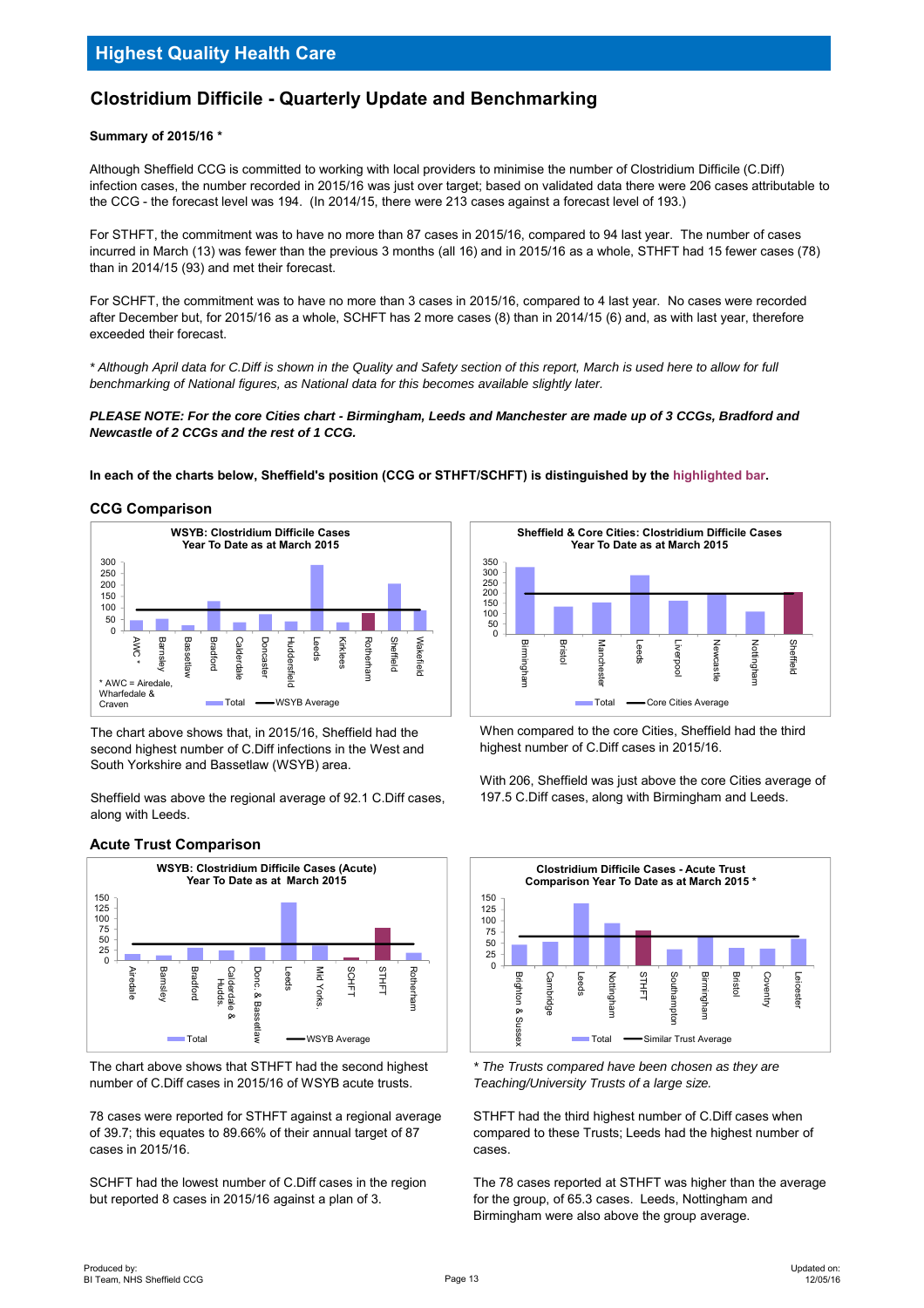# Highest Quality Health Care

## Clostridium Difficile - Quarterly Update and Benchmarking

**Summary of 2015/16 ***

Although Sheffield CCG is committed to working with local providers to minimise the number of Clostridium Difficile (C.Diff) infection cases, the number recorded in 2015/16 was just over target; based on validated data there were 206 cases attributable to the CCG - the forecast level was 194. (In 2014/15, there were 213 cases against a forecast level of 193.)

For STHFT, the commitment was to have no more than 87 cases in 2015/16, compared to 94 last year. The number of cases incurred in March (13) was fewer than the previous 3 months (all 16) and in 2015/16 as a whole, STHFT had 15 fewer cases (78) than in 2014/15 (93) and met their forecast.

For SCHFT, the commitment was to have no more than 3 cases in 2015/16, compared to 4 last year. No cases were recorded after December but, for 2015/16 as a whole, SCHFT has 2 more cases (8) than in 2014/15 (6) and, as with last year, therefore exceeded their forecast.

*\* Although April data for C.Diff is shown in the Quality and Safety section of this report, March is used here to allow for full benchmarking of National figures, as National data for this becomes available slightly later.*

***PLEASE NOTE: For the core Cities chart - Birmingham, Leeds and Manchester are made up of 3 CCGs, Bradford and Newcastle of 2 CCGs and the rest of 1 CCG.***

**In each of the charts below, Sheffield's position (CCG or STHFT/SCHFT) is distinguished by the highlighted bar.**

### CCG Comparison

**WSYB: Clostridium Difficile Cases Year To Date as at March 2015**

Categories: AWC *, Barnsley, Bassetlaw, Bradford, Calderdale, Doncaster, Huddersfield, Leeds, Kirklees, Rotherham, Sheffield, Wakefield. Legend: Total; WSYB Average.

\* AWC = Airedale, Wharfedale & Craven

The chart above shows that, in 2015/16, Sheffield had the second highest number of C.Diff infections in the West and South Yorkshire and Bassetlaw (WSYB) area.

Sheffield was above the regional average of 92.1 C.Diff cases, along with Leeds.

**Sheffield & Core Cities: Clostridium Difficile Cases Year To Date as at March 2015**

Categories: Birmingham, Bristol, Manchester, Leeds, Liverpool, Newcastle, Nottingham, Sheffield. Legend: Total; Core Cities Average.

When compared to the core Cities, Sheffield had the third highest number of C.Diff cases in 2015/16.

With 206, Sheffield was just above the core Cities average of 197.5 C.Diff cases, along with Birmingham and Leeds.

### Acute Trust Comparison

**WSYB: Clostridium Difficile Cases (Acute) Year To Date as at March 2015**

Categories: Airedale, Barnsley, Bradford, Calderdale & Hudds., Donc. & Bassetlaw, Leeds, Mid Yorks., SCHFT, STHFT, Rotherham. Legend: Total; WSYB Average.

The chart above shows that STHFT had the second highest number of C.Diff cases in 2015/16 of WSYB acute trusts.

78 cases were reported for STHFT against a regional average of 39.7; this equates to 89.66% of their annual target of 87 cases in 2015/16.

SCHFT had the lowest number of C.Diff cases in the region but reported 8 cases in 2015/16 against a plan of 3.

**Clostridium Difficile Cases - Acute Trust Comparison Year To Date as at March 2015 ***

Categories: Brighton & Sussex, Cambridge, Leeds, Nottingham, STHFT, Southampton, Birmingham, Bristol, Coventry, Leicester. Legend: Total; Similar Trust Average.

*\* The Trusts compared have been chosen as they are Teaching/University Trusts of a large size.*

STHFT had the third highest number of C.Diff cases when compared to these Trusts; Leeds had the highest number of cases.

The 78 cases reported at STHFT was higher than the average for the group, of 65.3 cases. Leeds, Nottingham and Birmingham were also above the group average.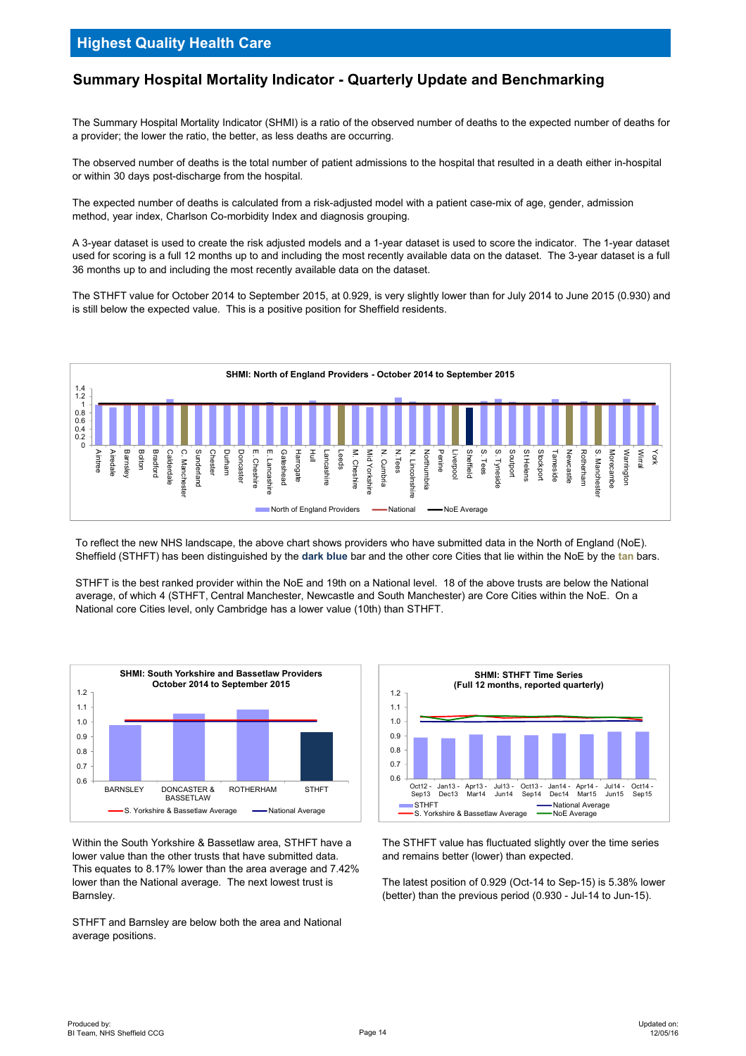## Highest Quality Health Care

### Summary Hospital Mortality Indicator - Quarterly Update and Benchmarking

The Summary Hospital Mortality Indicator (SHMI) is a ratio of the observed number of deaths to the expected number of deaths for a provider; the lower the ratio, the better, as less deaths are occurring.

The observed number of deaths is the total number of patient admissions to the hospital that resulted in a death either in-hospital or within 30 days post-discharge from the hospital.

The expected number of deaths is calculated from a risk-adjusted model with a patient case-mix of age, gender, admission method, year index, Charlson Co-morbidity Index and diagnosis grouping.

A 3-year dataset is used to create the risk adjusted models and a 1-year dataset is used to score the indicator. The 1-year dataset used for scoring is a full 12 months up to and including the most recently available data on the dataset. The 3-year dataset is a full 36 months up to and including the most recently available data on the dataset.

The STHFT value for October 2014 to September 2015, at 0.929, is very slightly lower than for July 2014 to June 2015 (0.930) and is still below the expected value. This is a positive position for Sheffield residents.

**SHMI: North of England Providers - October 2014 to September 2015**

To reflect the new NHS landscape, the above chart shows providers who have submitted data in the North of England (NoE). Sheffield (STHFT) has been distinguished by the **dark blue** bar and the other core Cities that lie within the NoE by the **tan** bars.

STHFT is the best ranked provider within the NoE and 19th on a National level. 18 of the above trusts are below the National average, of which 4 (STHFT, Central Manchester, Newcastle and South Manchester) are Core Cities within the NoE. On a National core Cities level, only Cambridge has a lower value (10th) than STHFT.

**SHMI: South Yorkshire and Bassetlaw Providers October 2014 to September 2015**

**SHMI: STHFT Time Series (Full 12 months, reported quarterly)**

Within the South Yorkshire & Bassetlaw area, STHFT have a lower value than the other trusts that have submitted data. This equates to 8.17% lower than the area average and 7.42% lower than the National average. The next lowest trust is Barnsley.

STHFT and Barnsley are below both the area and National average positions.

The STHFT value has fluctuated slightly over the time series and remains better (lower) than expected.

The latest position of 0.929 (Oct-14 to Sep-15) is 5.38% lower (better) than the previous period (0.930 - Jul-14 to Jun-15).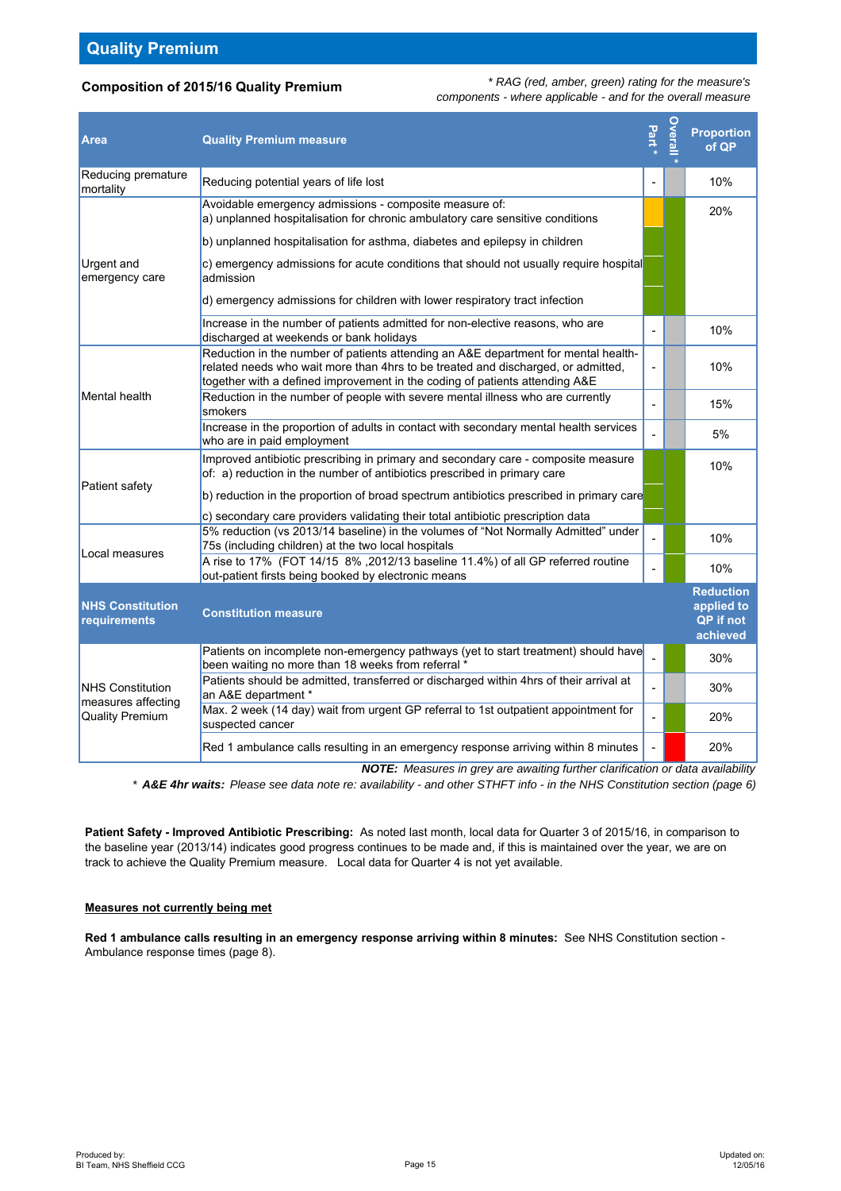## Quality Premium

**Composition of 2015/16 Quality Premium**

*\* RAG (red, amber, green) rating for the measure's components - where applicable - and for the overall measure*

| Area | Quality Premium measure | Part * | Overall * | Proportion of QP |
|---|---|---|---|---|
| Reducing premature mortality | Reducing potential years of life lost | - | | 10% |
| Urgent and emergency care | Avoidable emergency admissions - composite measure of: a) unplanned hospitalisation for chronic ambulatory care sensitive conditions | | | 20% |
| | b) unplanned hospitalisation for asthma, diabetes and epilepsy in children | | | |
| | c) emergency admissions for acute conditions that should not usually require hospital admission | | | |
| | d) emergency admissions for children with lower respiratory tract infection | | | |
| | Increase in the number of patients admitted for non-elective reasons, who are discharged at weekends or bank holidays | - | | 10% |
| Mental health | Reduction in the number of patients attending an A&E department for mental health-related needs who wait more than 4hrs to be treated and discharged, or admitted, together with a defined improvement in the coding of patients attending A&E | - | | 10% |
| | Reduction in the number of people with severe mental illness who are currently smokers | - | | 15% |
| | Increase in the proportion of adults in contact with secondary mental health services who are in paid employment | - | | 5% |
| Patient safety | Improved antibiotic prescribing in primary and secondary care - composite measure of: a) reduction in the number of antibiotics prescribed in primary care | | | 10% |
| | b) reduction in the proportion of broad spectrum antibiotics prescribed in primary care | | | |
| | c) secondary care providers validating their total antibiotic prescription data | | | |
| Local measures | 5% reduction (vs 2013/14 baseline) in the volumes of "Not Normally Admitted" under 75s (including children) at the two local hospitals | - | | 10% |
| | A rise to 17% (FOT 14/15 8% ,2012/13 baseline 11.4%) of all GP referred routine out-patient firsts being booked by electronic means | - | | 10% |
| **NHS Constitution requirements** | **Constitution measure** | | | **Reduction applied to QP if not achieved** |
| NHS Constitution measures affecting Quality Premium | Patients on incomplete non-emergency pathways (yet to start treatment) should have been waiting no more than 18 weeks from referral * | - | | 30% |
| | Patients should be admitted, transferred or discharged within 4hrs of their arrival at an A&E department * | - | | 30% |
| | Max. 2 week (14 day) wait from urgent GP referral to 1st outpatient appointment for suspected cancer | - | | 20% |
| | Red 1 ambulance calls resulting in an emergency response arriving within 8 minutes | - | | 20% |

***NOTE:*** *Measures in grey are awaiting further clarification or data availability*

*\* **A&E 4hr waits:** Please see data note re: availability - and other STHFT info - in the NHS Constitution section (page 6)*

**Patient Safety - Improved Antibiotic Prescribing:** As noted last month, local data for Quarter 3 of 2015/16, in comparison to the baseline year (2013/14) indicates good progress continues to be made and, if this is maintained over the year, we are on track to achieve the Quality Premium measure. Local data for Quarter 4 is not yet available.

**Measures not currently being met**

**Red 1 ambulance calls resulting in an emergency response arriving within 8 minutes:** See NHS Constitution section - Ambulance response times (page 8).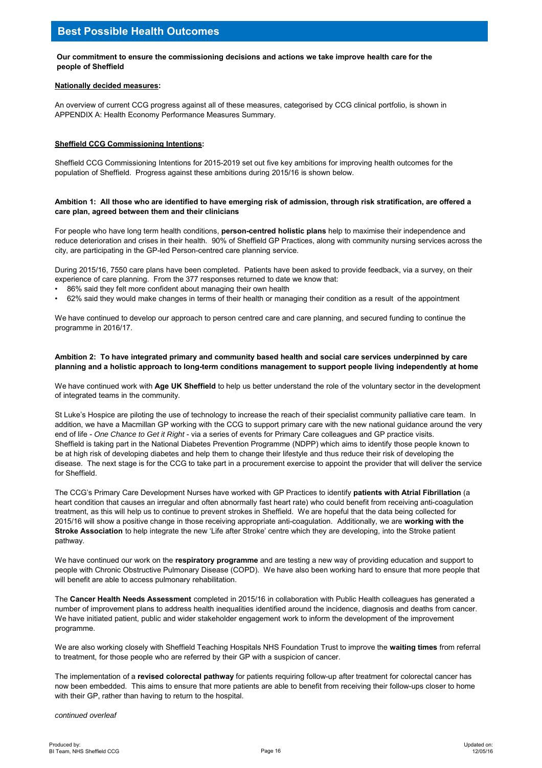# Best Possible Health Outcomes

**Our commitment to ensure the commissioning decisions and actions we take improve health care for the people of Sheffield**

**Nationally decided measures:**

An overview of current CCG progress against all of these measures, categorised by CCG clinical portfolio, is shown in APPENDIX A: Health Economy Performance Measures Summary.

**Sheffield CCG Commissioning Intentions:**

Sheffield CCG Commissioning Intentions for 2015-2019 set out five key ambitions for improving health outcomes for the population of Sheffield. Progress against these ambitions during 2015/16 is shown below.

**Ambition 1: All those who are identified to have emerging risk of admission, through risk stratification, are offered a care plan, agreed between them and their clinicians**

For people who have long term health conditions, **person-centred holistic plans** help to maximise their independence and reduce deterioration and crises in their health. 90% of Sheffield GP Practices, along with community nursing services across the city, are participating in the GP-led Person-centred care planning service.

During 2015/16, 7550 care plans have been completed. Patients have been asked to provide feedback, via a survey, on their experience of care planning. From the 377 responses returned to date we know that:

- 86% said they felt more confident about managing their own health
- 62% said they would make changes in terms of their health or managing their condition as a result of the appointment

We have continued to develop our approach to person centred care and care planning, and secured funding to continue the programme in 2016/17.

**Ambition 2: To have integrated primary and community based health and social care services underpinned by care planning and a holistic approach to long-term conditions management to support people living independently at home**

We have continued work with **Age UK Sheffield** to help us better understand the role of the voluntary sector in the development of integrated teams in the community.

St Luke's Hospice are piloting the use of technology to increase the reach of their specialist community palliative care team. In addition, we have a Macmillan GP working with the CCG to support primary care with the new national guidance around the very end of life - *One Chance to Get it Right* - via a series of events for Primary Care colleagues and GP practice visits.
Sheffield is taking part in the National Diabetes Prevention Programme (NDPP) which aims to identify those people known to be at high risk of developing diabetes and help them to change their lifestyle and thus reduce their risk of developing the disease. The next stage is for the CCG to take part in a procurement exercise to appoint the provider that will deliver the service for Sheffield.

The CCG's Primary Care Development Nurses have worked with GP Practices to identify **patients with Atrial Fibrillation** (a heart condition that causes an irregular and often abnormally fast heart rate) who could benefit from receiving anti-coagulation treatment, as this will help us to continue to prevent strokes in Sheffield. We are hopeful that the data being collected for 2015/16 will show a positive change in those receiving appropriate anti-coagulation. Additionally, we are **working with the Stroke Association** to help integrate the new 'Life after Stroke' centre which they are developing, into the Stroke patient pathway.

We have continued our work on the **respiratory programme** and are testing a new way of providing education and support to people with Chronic Obstructive Pulmonary Disease (COPD). We have also been working hard to ensure that more people that will benefit are able to access pulmonary rehabilitation.

The **Cancer Health Needs Assessment** completed in 2015/16 in collaboration with Public Health colleagues has generated a number of improvement plans to address health inequalities identified around the incidence, diagnosis and deaths from cancer. We have initiated patient, public and wider stakeholder engagement work to inform the development of the improvement programme.

We are also working closely with Sheffield Teaching Hospitals NHS Foundation Trust to improve the **waiting times** from referral to treatment, for those people who are referred by their GP with a suspicion of cancer.

The implementation of a **revised colorectal pathway** for patients requiring follow-up after treatment for colorectal cancer has now been embedded. This aims to ensure that more patients are able to benefit from receiving their follow-ups closer to home with their GP, rather than having to return to the hospital.

*continued overleaf*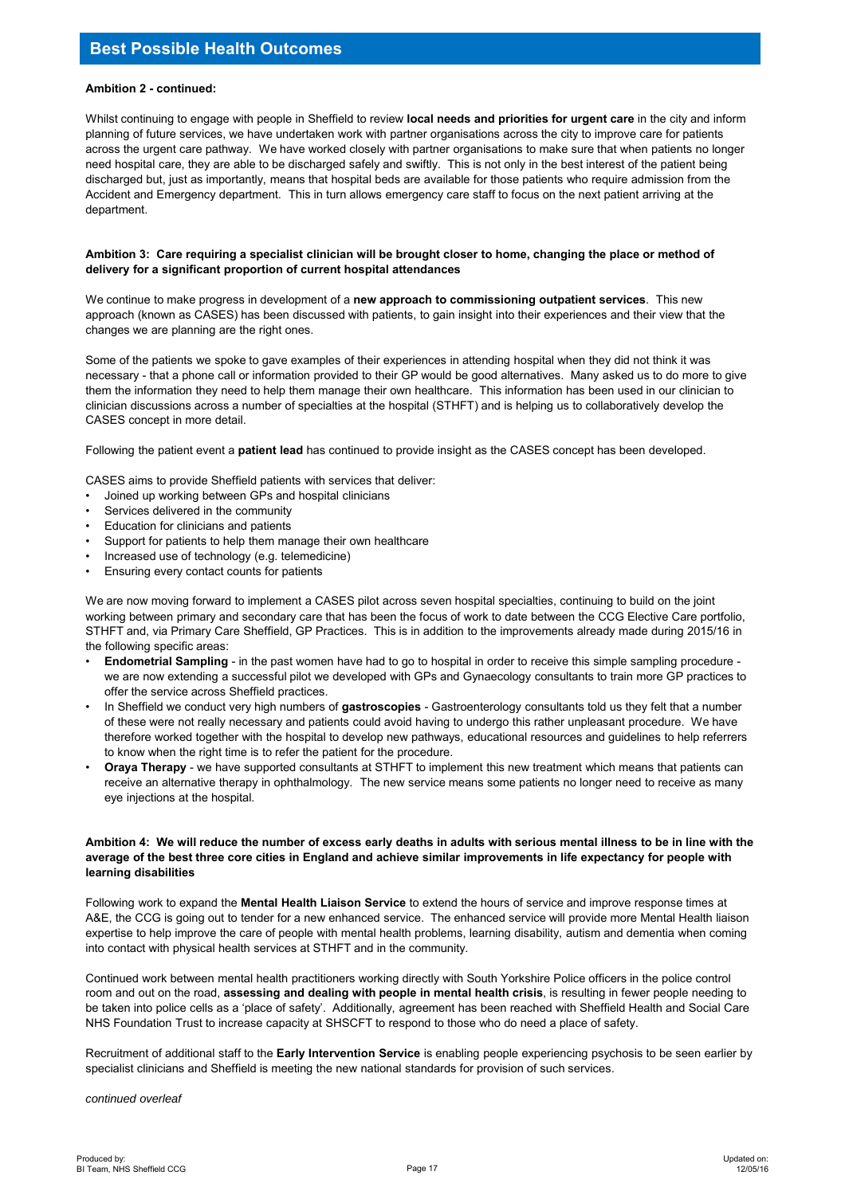# Best Possible Health Outcomes

**Ambition 2 - continued:**

Whilst continuing to engage with people in Sheffield to review **local needs and priorities for urgent care** in the city and inform planning of future services, we have undertaken work with partner organisations across the city to improve care for patients across the urgent care pathway. We have worked closely with partner organisations to make sure that when patients no longer need hospital care, they are able to be discharged safely and swiftly. This is not only in the best interest of the patient being discharged but, just as importantly, means that hospital beds are available for those patients who require admission from the Accident and Emergency department. This in turn allows emergency care staff to focus on the next patient arriving at the department.

**Ambition 3: Care requiring a specialist clinician will be brought closer to home, changing the place or method of delivery for a significant proportion of current hospital attendances**

We continue to make progress in development of a **new approach to commissioning outpatient services**. This new approach (known as CASES) has been discussed with patients, to gain insight into their experiences and their view that the changes we are planning are the right ones.

Some of the patients we spoke to gave examples of their experiences in attending hospital when they did not think it was necessary - that a phone call or information provided to their GP would be good alternatives. Many asked us to do more to give them the information they need to help them manage their own healthcare. This information has been used in our clinician to clinician discussions across a number of specialties at the hospital (STHFT) and is helping us to collaboratively develop the CASES concept in more detail.

Following the patient event a **patient lead** has continued to provide insight as the CASES concept has been developed.

CASES aims to provide Sheffield patients with services that deliver:

- Joined up working between GPs and hospital clinicians
- Services delivered in the community
- Education for clinicians and patients
- Support for patients to help them manage their own healthcare
- Increased use of technology (e.g. telemedicine)
- Ensuring every contact counts for patients

We are now moving forward to implement a CASES pilot across seven hospital specialties, continuing to build on the joint working between primary and secondary care that has been the focus of work to date between the CCG Elective Care portfolio, STHFT and, via Primary Care Sheffield, GP Practices. This is in addition to the improvements already made during 2015/16 in the following specific areas:

- **Endometrial Sampling** - in the past women have had to go to hospital in order to receive this simple sampling procedure - we are now extending a successful pilot we developed with GPs and Gynaecology consultants to train more GP practices to offer the service across Sheffield practices.
- In Sheffield we conduct very high numbers of **gastroscopies** - Gastroenterology consultants told us they felt that a number of these were not really necessary and patients could avoid having to undergo this rather unpleasant procedure. We have therefore worked together with the hospital to develop new pathways, educational resources and guidelines to help referrers to know when the right time is to refer the patient for the procedure.
- **Oraya Therapy** - we have supported consultants at STHFT to implement this new treatment which means that patients can receive an alternative therapy in ophthalmology. The new service means some patients no longer need to receive as many eye injections at the hospital.

**Ambition 4: We will reduce the number of excess early deaths in adults with serious mental illness to be in line with the average of the best three core cities in England and achieve similar improvements in life expectancy for people with learning disabilities**

Following work to expand the **Mental Health Liaison Service** to extend the hours of service and improve response times at A&E, the CCG is going out to tender for a new enhanced service. The enhanced service will provide more Mental Health liaison expertise to help improve the care of people with mental health problems, learning disability, autism and dementia when coming into contact with physical health services at STHFT and in the community.

Continued work between mental health practitioners working directly with South Yorkshire Police officers in the police control room and out on the road, **assessing and dealing with people in mental health crisis**, is resulting in fewer people needing to be taken into police cells as a 'place of safety'. Additionally, agreement has been reached with Sheffield Health and Social Care NHS Foundation Trust to increase capacity at SHSCFT to respond to those who do need a place of safety.

Recruitment of additional staff to the **Early Intervention Service** is enabling people experiencing psychosis to be seen earlier by specialist clinicians and Sheffield is meeting the new national standards for provision of such services.

*continued overleaf*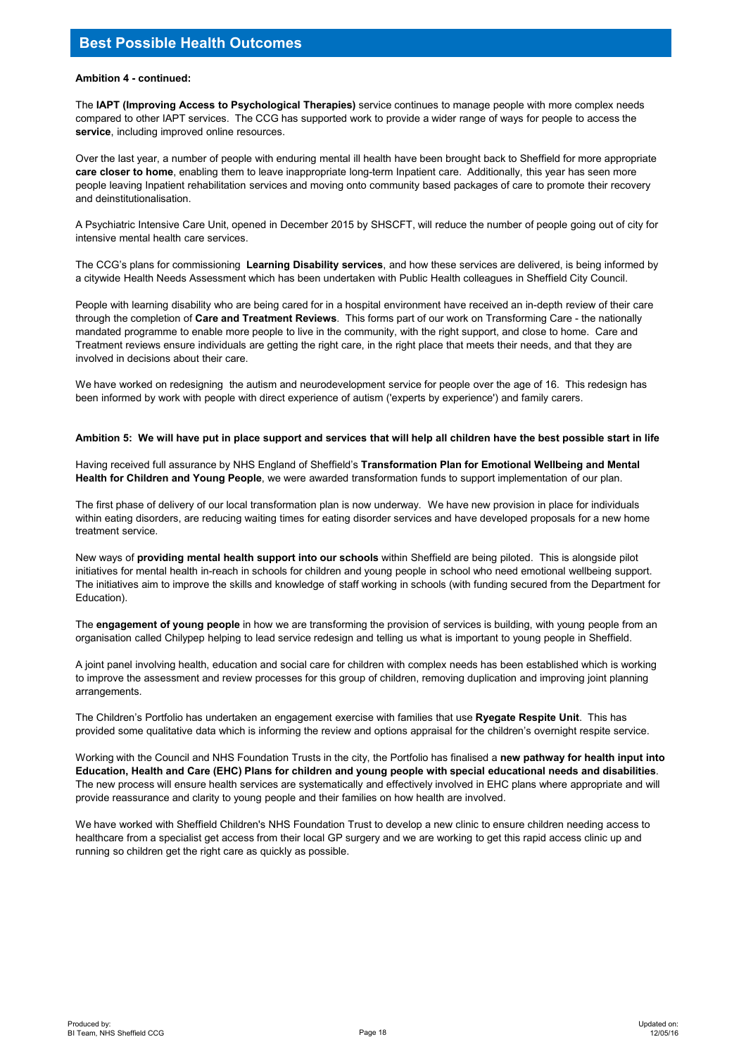# Best Possible Health Outcomes

**Ambition 4 - continued:**

The **IAPT (Improving Access to Psychological Therapies)** service continues to manage people with more complex needs compared to other IAPT services. The CCG has supported work to provide a wider range of ways for people to access the **service**, including improved online resources.

Over the last year, a number of people with enduring mental ill health have been brought back to Sheffield for more appropriate **care closer to home**, enabling them to leave inappropriate long-term Inpatient care. Additionally, this year has seen more people leaving Inpatient rehabilitation services and moving onto community based packages of care to promote their recovery and deinstitutionalisation.

A Psychiatric Intensive Care Unit, opened in December 2015 by SHSCFT, will reduce the number of people going out of city for intensive mental health care services.

The CCG's plans for commissioning **Learning Disability services**, and how these services are delivered, is being informed by a citywide Health Needs Assessment which has been undertaken with Public Health colleagues in Sheffield City Council.

People with learning disability who are being cared for in a hospital environment have received an in-depth review of their care through the completion of **Care and Treatment Reviews**. This forms part of our work on Transforming Care - the nationally mandated programme to enable more people to live in the community, with the right support, and close to home. Care and Treatment reviews ensure individuals are getting the right care, in the right place that meets their needs, and that they are involved in decisions about their care.

We have worked on redesigning the autism and neurodevelopment service for people over the age of 16. This redesign has been informed by work with people with direct experience of autism ('experts by experience') and family carers.

**Ambition 5: We will have put in place support and services that will help all children have the best possible start in life**

Having received full assurance by NHS England of Sheffield's **Transformation Plan for Emotional Wellbeing and Mental Health for Children and Young People**, we were awarded transformation funds to support implementation of our plan.

The first phase of delivery of our local transformation plan is now underway. We have new provision in place for individuals within eating disorders, are reducing waiting times for eating disorder services and have developed proposals for a new home treatment service.

New ways of **providing mental health support into our schools** within Sheffield are being piloted. This is alongside pilot initiatives for mental health in-reach in schools for children and young people in school who need emotional wellbeing support. The initiatives aim to improve the skills and knowledge of staff working in schools (with funding secured from the Department for Education).

The **engagement of young people** in how we are transforming the provision of services is building, with young people from an organisation called Chilypep helping to lead service redesign and telling us what is important to young people in Sheffield.

A joint panel involving health, education and social care for children with complex needs has been established which is working to improve the assessment and review processes for this group of children, removing duplication and improving joint planning arrangements.

The Children's Portfolio has undertaken an engagement exercise with families that use **Ryegate Respite Unit**. This has provided some qualitative data which is informing the review and options appraisal for the children's overnight respite service.

Working with the Council and NHS Foundation Trusts in the city, the Portfolio has finalised a **new pathway for health input into Education, Health and Care (EHC) Plans for children and young people with special educational needs and disabilities**. The new process will ensure health services are systematically and effectively involved in EHC plans where appropriate and will provide reassurance and clarity to young people and their families on how health are involved.

We have worked with Sheffield Children's NHS Foundation Trust to develop a new clinic to ensure children needing access to healthcare from a specialist get access from their local GP surgery and we are working to get this rapid access clinic up and running so children get the right care as quickly as possible.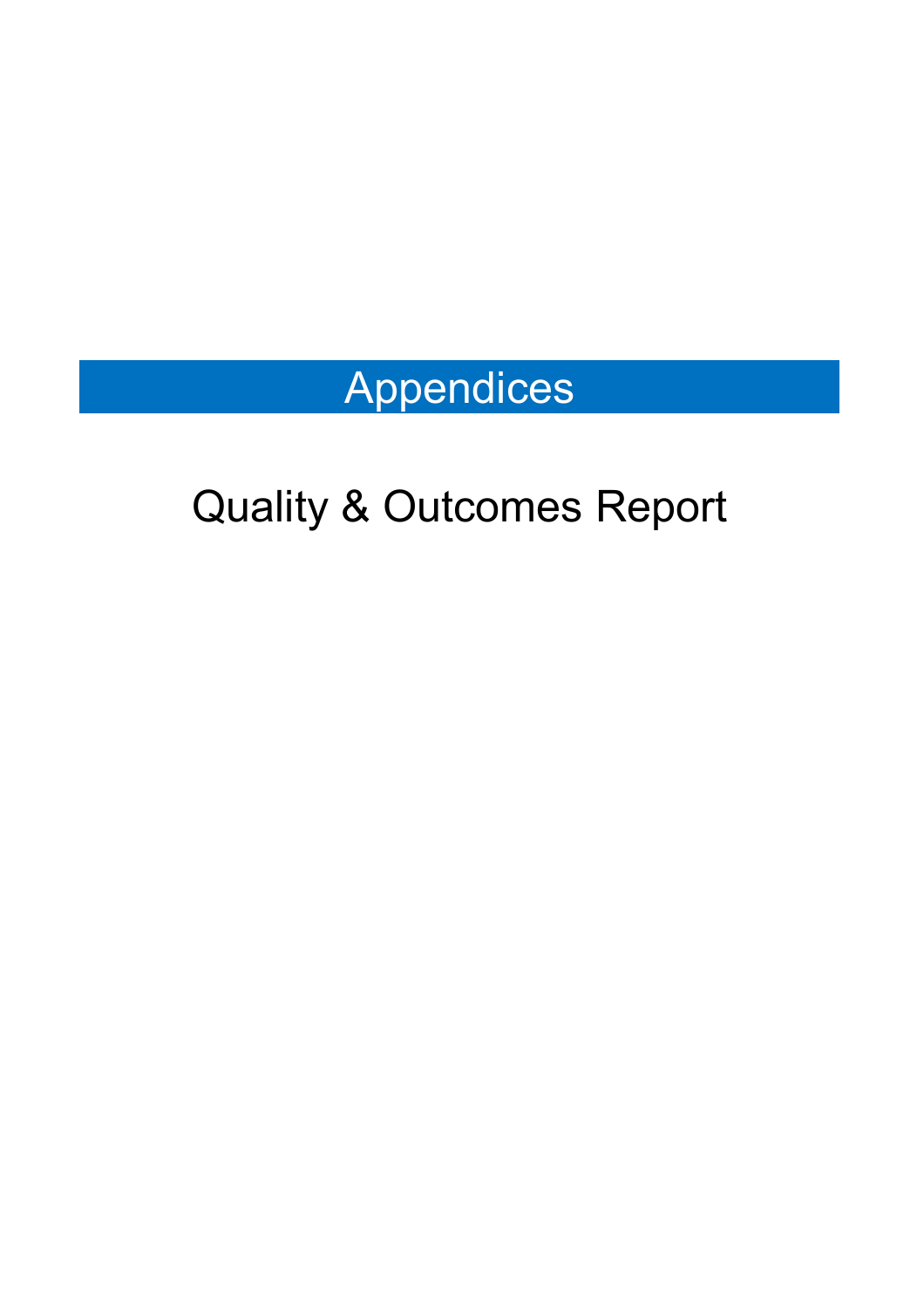# Appendices

## Quality & Outcomes Report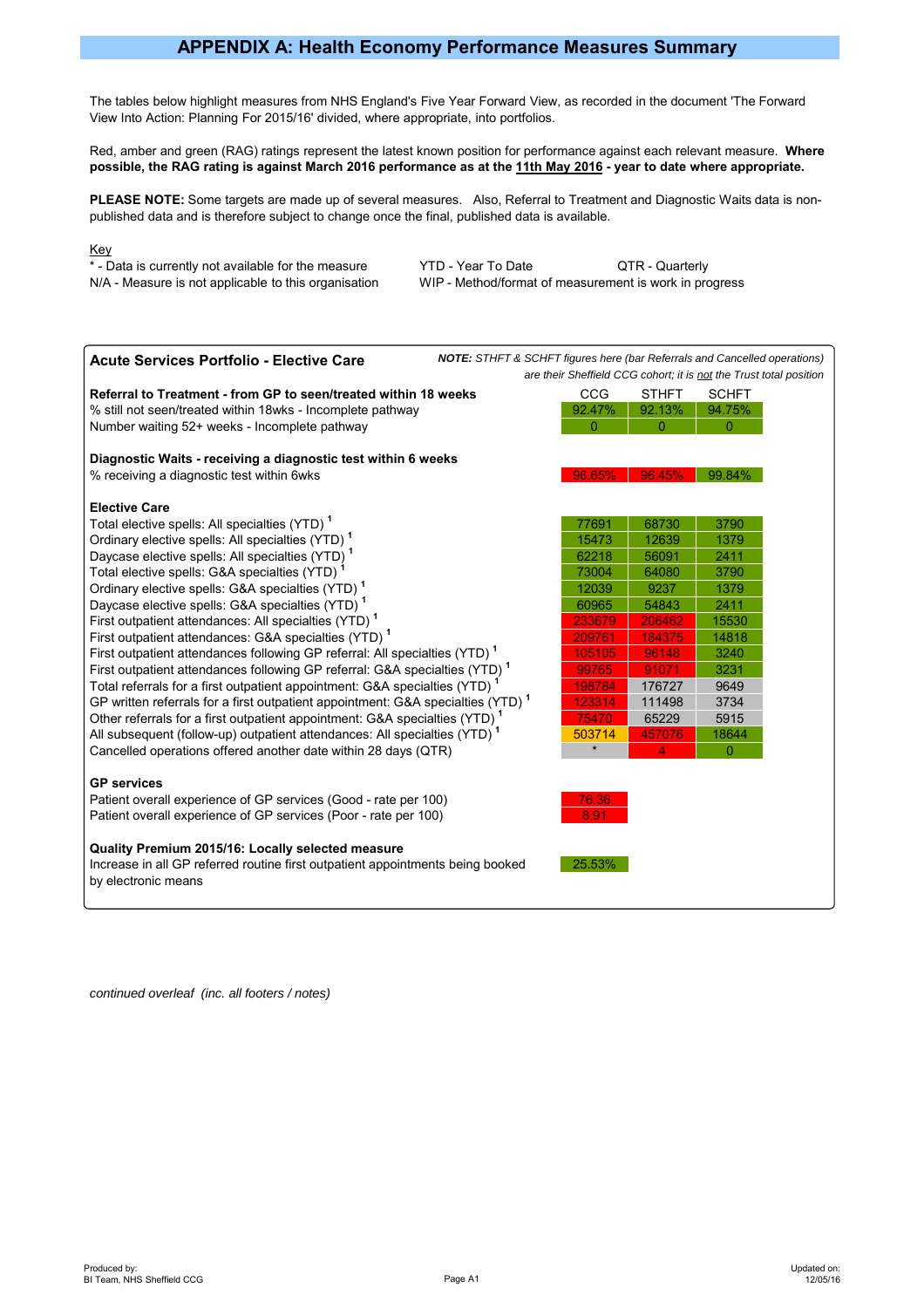# APPENDIX A: Health Economy Performance Measures Summary

The tables below highlight measures from NHS England's Five Year Forward View, as recorded in the document 'The Forward View Into Action: Planning For 2015/16' divided, where appropriate, into portfolios.

Red, amber and green (RAG) ratings represent the latest known position for performance against each relevant measure. **Where possible, the RAG rating is against March 2016 performance as at the 11th May 2016 - year to date where appropriate.**

**PLEASE NOTE:** Some targets are made up of several measures. Also, Referral to Treatment and Diagnostic Waits data is non-published data and is therefore subject to change once the final, published data is available.

Key

* - Data is currently not available for the measure
N/A - Measure is not applicable to this organisation
YTD - Year To Date
WIP - Method/format of measurement is work in progress
QTR - Quarterly

## Acute Services Portfolio - Elective Care

***NOTE:** STHFT & SCHFT figures here (bar Referrals and Cancelled operations) are their Sheffield CCG cohort; it is not the Trust total position*

| Measure | CCG | STHFT | SCHFT |
|---|---|---|---|
| **Referral to Treatment - from GP to seen/treated within 18 weeks** | | | |
| % still not seen/treated within 18wks - Incomplete pathway | 92.47% | 92.13% | 94.75% |
| Number waiting 52+ weeks - Incomplete pathway | 0 | 0 | 0 |
| **Diagnostic Waits - receiving a diagnostic test within 6 weeks** | | | |
| % receiving a diagnostic test within 6wks | 96.65% | 96.45% | 99.84% |
| **Elective Care** | | | |
| Total elective spells: All specialties (YTD) [1] | 77691 | 68730 | 3790 |
| Ordinary elective spells: All specialties (YTD) [1] | 15473 | 12639 | 1379 |
| Daycase elective spells: All specialties (YTD) [1] | 62218 | 56091 | 2411 |
| Total elective spells: G&A specialties (YTD) [1] | 73004 | 64080 | 3790 |
| Ordinary elective spells: G&A specialties (YTD) [1] | 12039 | 9237 | 1379 |
| Daycase elective spells: G&A specialties (YTD) [1] | 60965 | 54843 | 2411 |
| First outpatient attendances: All specialties (YTD) [1] | 233679 | 206462 | 15530 |
| First outpatient attendances: G&A specialties (YTD) [1] | 209761 | 184375 | 14818 |
| First outpatient attendances following GP referral: All specialties (YTD) [1] | 105105 | 96148 | 3240 |
| First outpatient attendances following GP referral: G&A specialties (YTD) [1] | 99765 | 91071 | 3231 |
| Total referrals for a first outpatient appointment: G&A specialties (YTD) [1] | 198784 | 176727 | 9649 |
| GP written referrals for a first outpatient appointment: G&A specialties (YTD) [1] | 123314 | 111498 | 3734 |
| Other referrals for a first outpatient appointment: G&A specialties (YTD) [1] | 75470 | 65229 | 5915 |
| All subsequent (follow-up) outpatient attendances: All specialties (YTD) [1] | 503714 | 457076 | 18644 |
| Cancelled operations offered another date within 28 days (QTR) | * | 4 | 0 |
| **GP services** | | | |
| Patient overall experience of GP services (Good - rate per 100) | 76.36 | | |
| Patient overall experience of GP services (Poor - rate per 100) | 8.91 | | |
| **Quality Premium 2015/16: Locally selected measure** | | | |
| Increase in all GP referred routine first outpatient appointments being booked by electronic means | 25.53% | | |

*continued overleaf (inc. all footers / notes)*

Produced by:
BI Team, NHS Sheffield CCG

Updated on:
12/05/16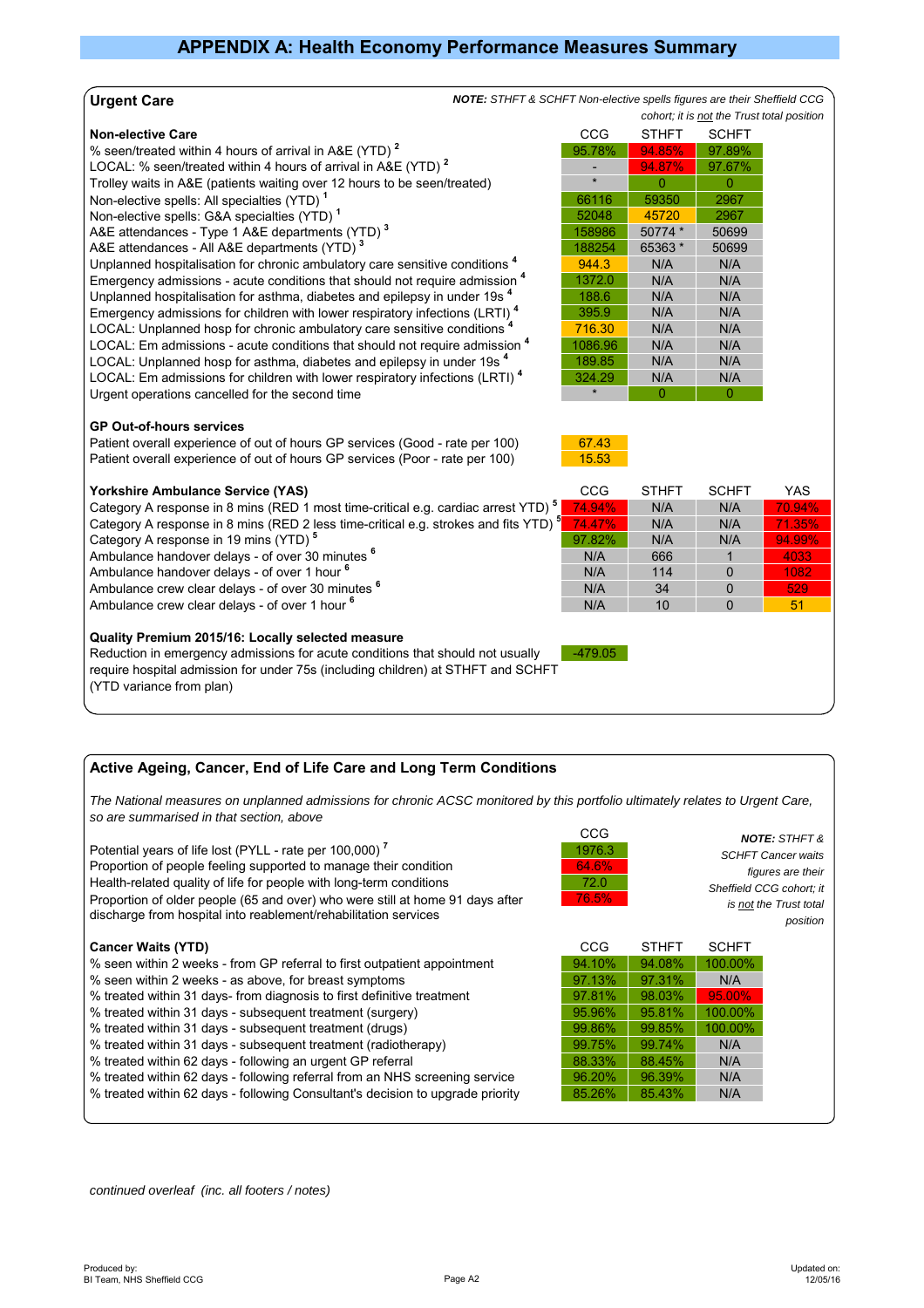# APPENDIX A: Health Economy Performance Measures Summary

## Urgent Care

***NOTE:*** *STHFT & SCHFT Non-elective spells figures are their Sheffield CCG cohort; it is not the Trust total position*

| Non-elective Care | CCG | STHFT | SCHFT |
|---|---|---|---|
| % seen/treated within 4 hours of arrival in A&E (YTD) [2] | 95.78% | 94.85% | 97.89% |
| LOCAL: % seen/treated within 4 hours of arrival in A&E (YTD) [2] | - | 94.87% | 97.67% |
| Trolley waits in A&E (patients waiting over 12 hours to be seen/treated) | * | 0 | 0 |
| Non-elective spells: All specialties (YTD) [1] | 66116 | 59350 | 2967 |
| Non-elective spells: G&A specialties (YTD) [1] | 52048 | 45720 | 2967 |
| A&E attendances - Type 1 A&E departments (YTD) [3] | 158986 | 50774 * | 50699 |
| A&E attendances - All A&E departments (YTD) [3] | 188254 | 65363 * | 50699 |
| Unplanned hospitalisation for chronic ambulatory care sensitive conditions [4] | 944.3 | N/A | N/A |
| Emergency admissions - acute conditions that should not require admission [4] | 1372.0 | N/A | N/A |
| Unplanned hospitalisation for asthma, diabetes and epilepsy in under 19s [4] | 188.6 | N/A | N/A |
| Emergency admissions for children with lower respiratory infections (LRTI) [4] | 395.9 | N/A | N/A |
| LOCAL: Unplanned hosp for chronic ambulatory care sensitive conditions [4] | 716.30 | N/A | N/A |
| LOCAL: Em admissions - acute conditions that should not require admission [4] | 1086.96 | N/A | N/A |
| LOCAL: Unplanned hosp for asthma, diabetes and epilepsy in under 19s [4] | 189.85 | N/A | N/A |
| LOCAL: Em admissions for children with lower respiratory infections (LRTI) [4] | 324.29 | N/A | N/A |
| Urgent operations cancelled for the second time | * | 0 | 0 |

| GP Out-of-hours services | |
|---|---|
| Patient overall experience of out of hours GP services (Good - rate per 100) | 67.43 |
| Patient overall experience of out of hours GP services (Poor - rate per 100) | 15.53 |

| Yorkshire Ambulance Service (YAS) | CCG | STHFT | SCHFT | YAS |
|---|---|---|---|---|
| Category A response in 8 mins (RED 1 most time-critical e.g. cardiac arrest YTD) [5] | 74.94% | N/A | N/A | 70.94% |
| Category A response in 8 mins (RED 2 less time-critical e.g. strokes and fits YTD) [5] | 74.47% | N/A | N/A | 71.35% |
| Category A response in 19 mins (YTD) [5] | 97.82% | N/A | N/A | 94.99% |
| Ambulance handover delays - of over 30 minutes [6] | N/A | 666 | 1 | 4033 |
| Ambulance handover delays - of over 1 hour [6] | N/A | 114 | 0 | 1082 |
| Ambulance crew clear delays - of over 30 minutes [6] | N/A | 34 | 0 | 529 |
| Ambulance crew clear delays - of over 1 hour [6] | N/A | 10 | 0 | 51 |

| Quality Premium 2015/16: Locally selected measure | |
|---|---|
| Reduction in emergency admissions for acute conditions that should not usually require hospital admission for under 75s (including children) at STHFT and SCHFT (YTD variance from plan) | -479.05 |

## Active Ageing, Cancer, End of Life Care and Long Term Conditions

*The National measures on unplanned admissions for chronic ACSC monitored by this portfolio ultimately relates to Urgent Care, so are summarised in that section, above*

| | CCG |
|---|---|
| Potential years of life lost (PYLL - rate per 100,000) [7] | 1976.3 |
| Proportion of people feeling supported to manage their condition | 64.6% |
| Health-related quality of life for people with long-term conditions | 72.0 |
| Proportion of older people (65 and over) who were still at home 91 days after discharge from hospital into reablement/rehabilitation services | 76.5% |

***NOTE:*** *STHFT & SCHFT Cancer waits figures are their Sheffield CCG cohort; it is not the Trust total position*

| Cancer Waits (YTD) | CCG | STHFT | SCHFT |
|---|---|---|---|
| % seen within 2 weeks - from GP referral to first outpatient appointment | 94.10% | 94.08% | 100.00% |
| % seen within 2 weeks - as above, for breast symptoms | 97.13% | 97.31% | N/A |
| % treated within 31 days- from diagnosis to first definitive treatment | 97.81% | 98.03% | 95.00% |
| % treated within 31 days - subsequent treatment (surgery) | 95.96% | 95.81% | 100.00% |
| % treated within 31 days - subsequent treatment (drugs) | 99.86% | 99.85% | 100.00% |
| % treated within 31 days - subsequent treatment (radiotherapy) | 99.75% | 99.74% | N/A |
| % treated within 62 days - following an urgent GP referral | 88.33% | 88.45% | N/A |
| % treated within 62 days - following referral from an NHS screening service | 96.20% | 96.39% | N/A |
| % treated within 62 days - following Consultant's decision to upgrade priority | 85.26% | 85.43% | N/A |

*continued overleaf (inc. all footers / notes)*

Produced by: BI Team, NHS Sheffield CCG

Updated on: 12/05/16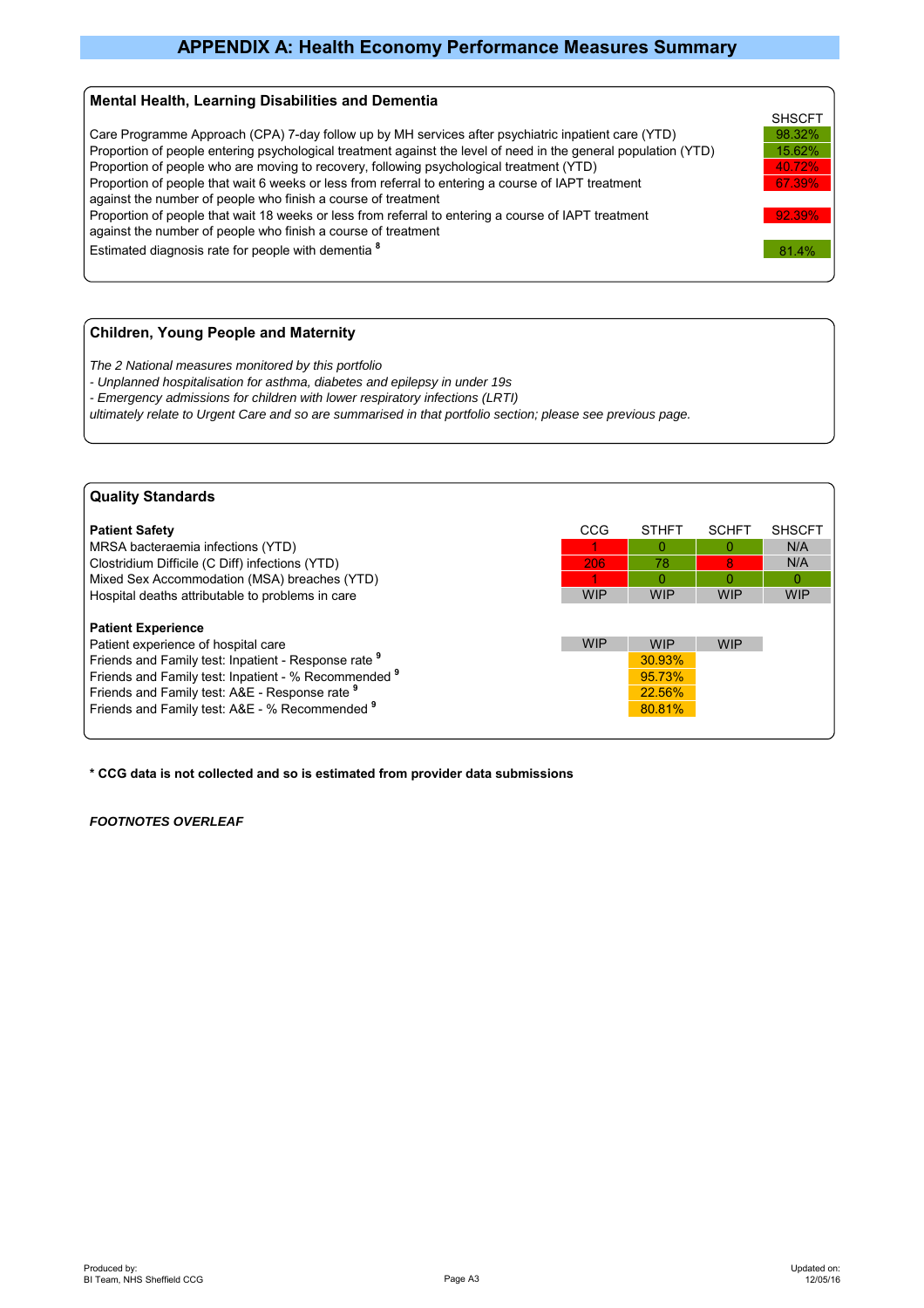# APPENDIX A: Health Economy Performance Measures Summary

## Mental Health, Learning Disabilities and Dementia

| Measure | SHSCFT |
|---|---|
| Care Programme Approach (CPA) 7-day follow up by MH services after psychiatric inpatient care (YTD) | 98.32% |
| Proportion of people entering psychological treatment against the level of need in the general population (YTD) | 15.62% |
| Proportion of people who are moving to recovery, following psychological treatment (YTD) | 40.72% |
| Proportion of people that wait 6 weeks or less from referral to entering a course of IAPT treatment against the number of people who finish a course of treatment | 67.39% |
| Proportion of people that wait 18 weeks or less from referral to entering a course of IAPT treatment against the number of people who finish a course of treatment | 92.39% |
| Estimated diagnosis rate for people with dementia [8] | 81.4% |

## Children, Young People and Maternity

*The 2 National measures monitored by this portfolio*
*- Unplanned hospitalisation for asthma, diabetes and epilepsy in under 19s*
*- Emergency admissions for children with lower respiratory infections (LRTI)*
*ultimately relate to Urgent Care and so are summarised in that portfolio section; please see previous page.*

## Quality Standards

| **Patient Safety** | CCG | STHFT | SCHFT | SHSCFT |
|---|---|---|---|---|
| MRSA bacteraemia infections (YTD) | 1 | 0 | 0 | N/A |
| Clostridium Difficile (C Diff) infections (YTD) | 206 | 78 | 8 | N/A |
| Mixed Sex Accommodation (MSA) breaches (YTD) | 1 | 0 | 0 | 0 |
| Hospital deaths attributable to problems in care | WIP | WIP | WIP | WIP |
| **Patient Experience** | | | | |
| Patient experience of hospital care | WIP | WIP | WIP | |
| Friends and Family test: Inpatient - Response rate [9] | | 30.93% | | |
| Friends and Family test: Inpatient - % Recommended [9] | | 95.73% | | |
| Friends and Family test: A&E - Response rate [9] | | 22.56% | | |
| Friends and Family test: A&E - % Recommended [9] | | 80.81% | | |

**\* CCG data is not collected and so is estimated from provider data submissions**

***FOOTNOTES OVERLEAF***

Produced by:
BI Team, NHS Sheffield CCG

Updated on:
12/05/16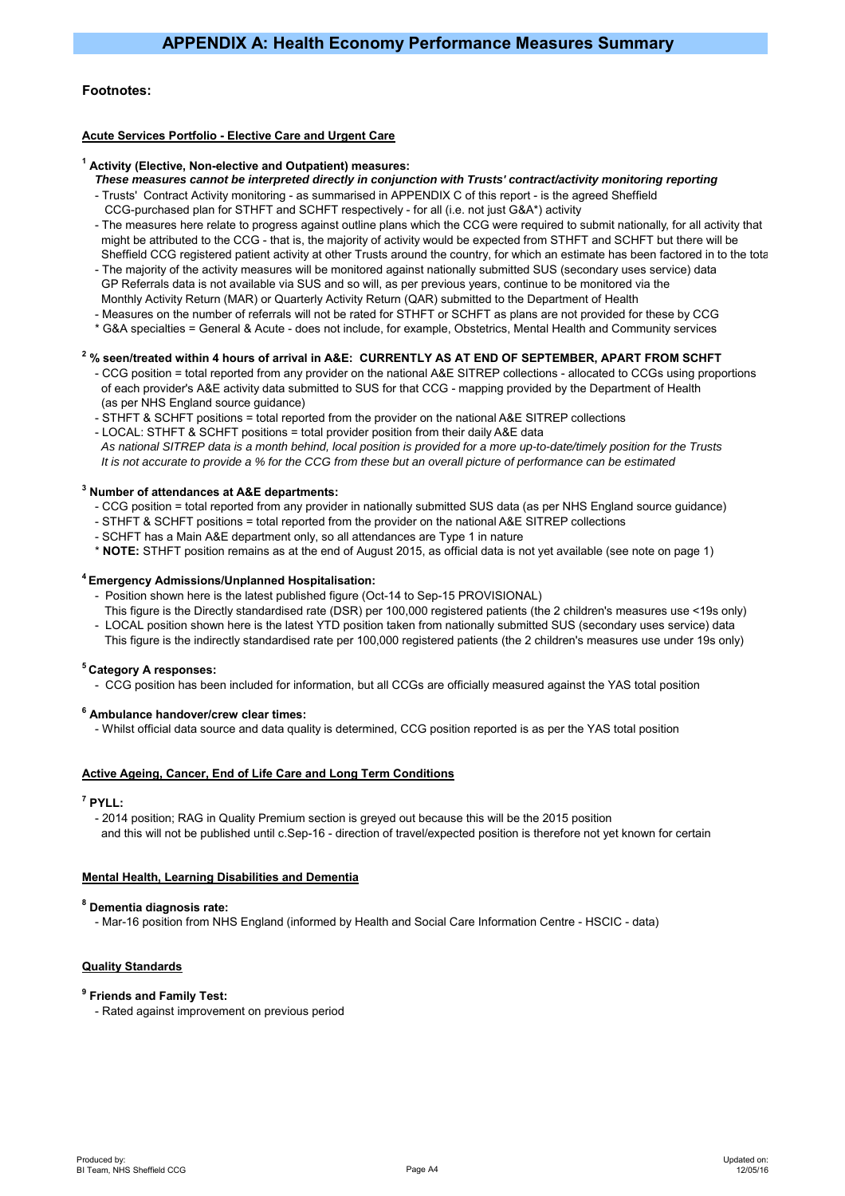# APPENDIX A: Health Economy Performance Measures Summary

## Footnotes:

### Acute Services Portfolio - Elective Care and Urgent Care

**[1] Activity (Elective, Non-elective and Outpatient) measures:**

***These measures cannot be interpreted directly in conjunction with Trusts' contract/activity monitoring reporting***

- Trusts' Contract Activity monitoring - as summarised in APPENDIX C of this report - is the agreed Sheffield CCG-purchased plan for STHFT and SCHFT respectively - for all (i.e. not just G&A*) activity
- The measures here relate to progress against outline plans which the CCG were required to submit nationally, for all activity that might be attributed to the CCG - that is, the majority of activity would be expected from STHFT and SCHFT but there will be Sheffield CCG registered patient activity at other Trusts around the country, for which an estimate has been factored in to the tota
- The majority of the activity measures will be monitored against nationally submitted SUS (secondary uses service) data GP Referrals data is not available via SUS and so will, as per previous years, continue to be monitored via the Monthly Activity Return (MAR) or Quarterly Activity Return (QAR) submitted to the Department of Health
- Measures on the number of referrals will not be rated for STHFT or SCHFT as plans are not provided for these by CCG

* G&A specialties = General & Acute - does not include, for example, Obstetrics, Mental Health and Community services

**[2] % seen/treated within 4 hours of arrival in A&E: CURRENTLY AS AT END OF SEPTEMBER, APART FROM SCHFT**

- CCG position = total reported from any provider on the national A&E SITREP collections - allocated to CCGs using proportions of each provider's A&E activity data submitted to SUS for that CCG - mapping provided by the Department of Health (as per NHS England source guidance)
- STHFT & SCHFT positions = total reported from the provider on the national A&E SITREP collections
- LOCAL: STHFT & SCHFT positions = total provider position from their daily A&E data

*As national SITREP data is a month behind, local position is provided for a more up-to-date/timely position for the Trusts It is not accurate to provide a % for the CCG from these but an overall picture of performance can be estimated*

**[3] Number of attendances at A&E departments:**

- CCG position = total reported from any provider in nationally submitted SUS data (as per NHS England source guidance)
- STHFT & SCHFT positions = total reported from the provider on the national A&E SITREP collections
- SCHFT has a Main A&E department only, so all attendances are Type 1 in nature

* **NOTE:** STHFT position remains as at the end of August 2015, as official data is not yet available (see note on page 1)

**[4] Emergency Admissions/Unplanned Hospitalisation:**

- Position shown here is the latest published figure (Oct-14 to Sep-15 PROVISIONAL) This figure is the Directly standardised rate (DSR) per 100,000 registered patients (the 2 children's measures use <19s only)
- LOCAL position shown here is the latest YTD position taken from nationally submitted SUS (secondary uses service) data This figure is the indirectly standardised rate per 100,000 registered patients (the 2 children's measures use under 19s only)

**[5] Category A responses:**

- CCG position has been included for information, but all CCGs are officially measured against the YAS total position

**[6] Ambulance handover/crew clear times:**

- Whilst official data source and data quality is determined, CCG position reported is as per the YAS total position

### Active Ageing, Cancer, End of Life Care and Long Term Conditions

**[7] PYLL:**

- 2014 position; RAG in Quality Premium section is greyed out because this will be the 2015 position and this will not be published until c.Sep-16 - direction of travel/expected position is therefore not yet known for certain

### Mental Health, Learning Disabilities and Dementia

**[8] Dementia diagnosis rate:**

- Mar-16 position from NHS England (informed by Health and Social Care Information Centre - HSCIC - data)

### Quality Standards

**[9] Friends and Family Test:**

- Rated against improvement on previous period

Produced by: BI Team, NHS Sheffield CCG

Updated on: 12/05/16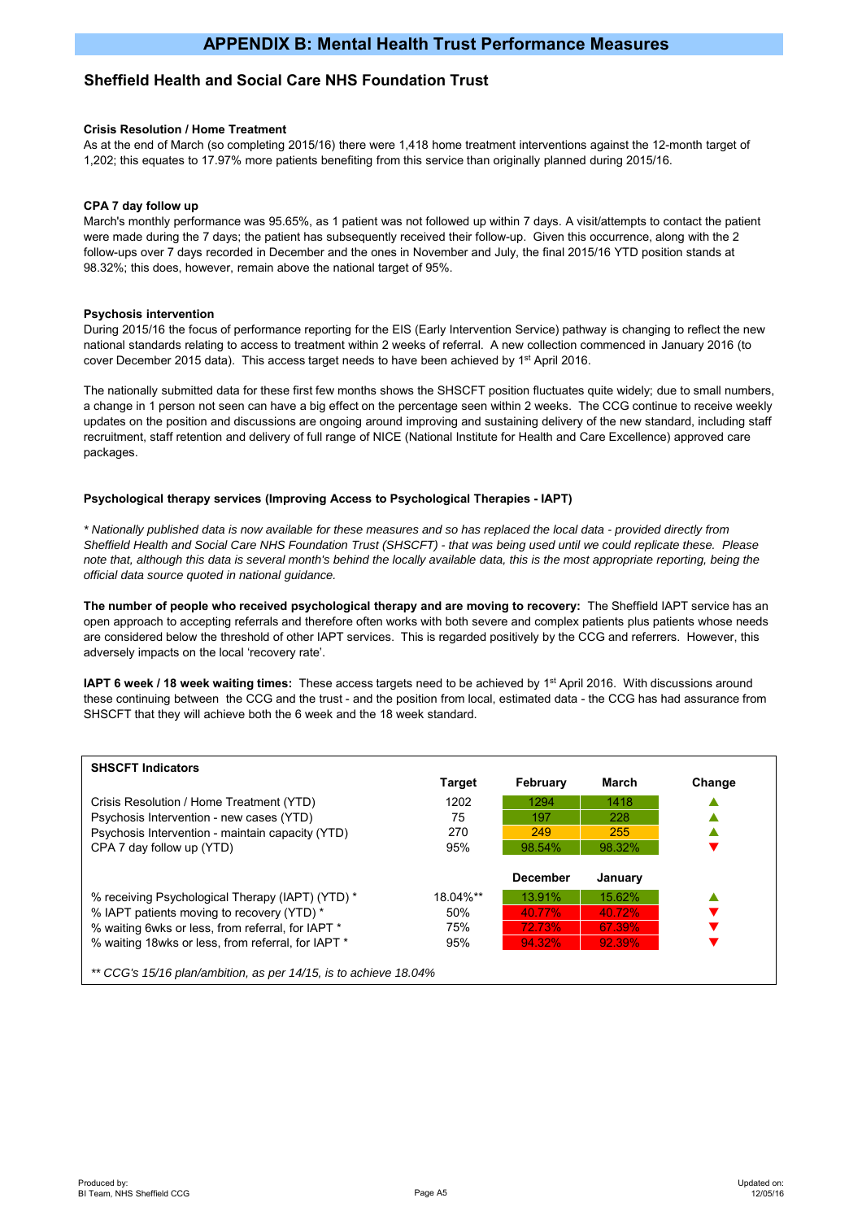# APPENDIX B: Mental Health Trust Performance Measures

## Sheffield Health and Social Care NHS Foundation Trust

### Crisis Resolution / Home Treatment

As at the end of March (so completing 2015/16) there were 1,418 home treatment interventions against the 12-month target of 1,202; this equates to 17.97% more patients benefiting from this service than originally planned during 2015/16.

### CPA 7 day follow up

March's monthly performance was 95.65%, as 1 patient was not followed up within 7 days. A visit/attempts to contact the patient were made during the 7 days; the patient has subsequently received their follow-up. Given this occurrence, along with the 2 follow-ups over 7 days recorded in December and the ones in November and July, the final 2015/16 YTD position stands at 98.32%; this does, however, remain above the national target of 95%.

### Psychosis intervention

During 2015/16 the focus of performance reporting for the EIS (Early Intervention Service) pathway is changing to reflect the new national standards relating to access to treatment within 2 weeks of referral. A new collection commenced in January 2016 (to cover December 2015 data). This access target needs to have been achieved by 1st April 2016.

The nationally submitted data for these first few months shows the SHSCFT position fluctuates quite widely; due to small numbers, a change in 1 person not seen can have a big effect on the percentage seen within 2 weeks. The CCG continue to receive weekly updates on the position and discussions are ongoing around improving and sustaining delivery of the new standard, including staff recruitment, staff retention and delivery of full range of NICE (National Institute for Health and Care Excellence) approved care packages.

### Psychological therapy services (Improving Access to Psychological Therapies - IAPT)

*\* Nationally published data is now available for these measures and so has replaced the local data - provided directly from Sheffield Health and Social Care NHS Foundation Trust (SHSCFT) - that was being used until we could replicate these. Please note that, although this data is several month's behind the locally available data, this is the most appropriate reporting, being the official data source quoted in national guidance.*

**The number of people who received psychological therapy and are moving to recovery:** The Sheffield IAPT service has an open approach to accepting referrals and therefore often works with both severe and complex patients plus patients whose needs are considered below the threshold of other IAPT services. This is regarded positively by the CCG and referrers. However, this adversely impacts on the local 'recovery rate'.

**IAPT 6 week / 18 week waiting times:** These access targets need to be achieved by 1st April 2016. With discussions around these continuing between the CCG and the trust - and the position from local, estimated data - the CCG has had assurance from SHSCFT that they will achieve both the 6 week and the 18 week standard.

| SHSCFT Indicators | Target | February | March | Change |
|---|---|---|---|---|
| Crisis Resolution / Home Treatment (YTD) | 1202 | 1294 | 1418 | ▲ |
| Psychosis Intervention - new cases (YTD) | 75 | 197 | 228 | ▲ |
| Psychosis Intervention - maintain capacity (YTD) | 270 | 249 | 255 | ▲ |
| CPA 7 day follow up (YTD) | 95% | 98.54% | 98.32% | ▼ |
| | | **December** | **January** | |
| % receiving Psychological Therapy (IAPT) (YTD) * | 18.04%** | 13.91% | 15.62% | ▲ |
| % IAPT patients moving to recovery (YTD) * | 50% | 40.77% | 40.72% | ▼ |
| % waiting 6wks or less, from referral, for IAPT * | 75% | 72.73% | 67.39% | ▼ |
| % waiting 18wks or less, from referral, for IAPT * | 95% | 94.32% | 92.39% | ▼ |

*\*\* CCG's 15/16 plan/ambition, as per 14/15, is to achieve 18.04%*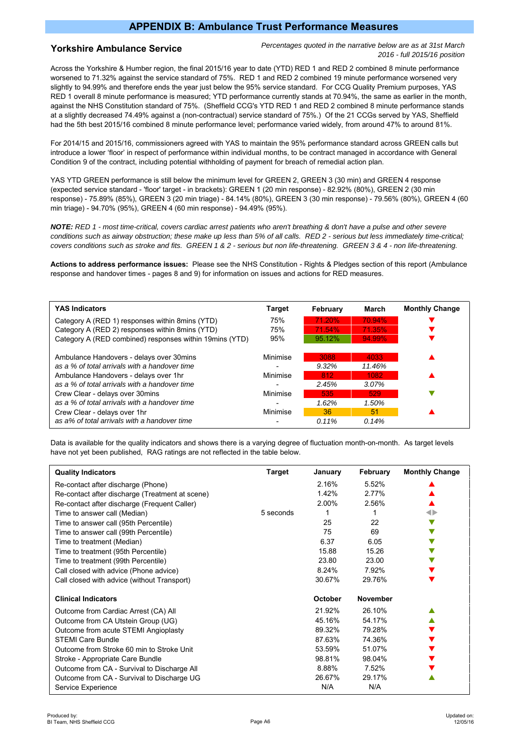# APPENDIX B: Ambulance Trust Performance Measures

## Yorkshire Ambulance Service

*Percentages quoted in the narrative below are as at 31st March 2016 - full 2015/16 position*

Across the Yorkshire & Humber region, the final 2015/16 year to date (YTD) RED 1 and RED 2 combined 8 minute performance worsened to 71.32% against the service standard of 75%. RED 1 and RED 2 combined 19 minute performance worsened very slightly to 94.99% and therefore ends the year just below the 95% service standard. For CCG Quality Premium purposes, YAS RED 1 overall 8 minute performance is measured; YTD performance currently stands at 70.94%, the same as earlier in the month, against the NHS Constitution standard of 75%. (Sheffield CCG's YTD RED 1 and RED 2 combined 8 minute performance stands at a slightly decreased 74.49% against a (non-contractual) service standard of 75%.) Of the 21 CCGs served by YAS, Sheffield had the 5th best 2015/16 combined 8 minute performance level; performance varied widely, from around 47% to around 81%.

For 2014/15 and 2015/16, commissioners agreed with YAS to maintain the 95% performance standard across GREEN calls but introduce a lower 'floor' in respect of performance within individual months, to be contract managed in accordance with General Condition 9 of the contract, including potential withholding of payment for breach of remedial action plan.

YAS YTD GREEN performance is still below the minimum level for GREEN 2, GREEN 3 (30 min) and GREEN 4 response (expected service standard - 'floor' target - in brackets): GREEN 1 (20 min response) - 82.92% (80%), GREEN 2 (30 min response) - 75.89% (85%), GREEN 3 (20 min triage) - 84.14% (80%), GREEN 3 (30 min response) - 79.56% (80%), GREEN 4 (60 min triage) - 94.70% (95%), GREEN 4 (60 min response) - 94.49% (95%).

***NOTE:*** *RED 1 - most time-critical, covers cardiac arrest patients who aren't breathing & don't have a pulse and other severe conditions such as airway obstruction; these make up less than 5% of all calls. RED 2 - serious but less immediately time-critical; covers conditions such as stroke and fits. GREEN 1 & 2 - serious but non life-threatening. GREEN 3 & 4 - non life-threatening.*

**Actions to address performance issues:** Please see the NHS Constitution - Rights & Pledges section of this report (Ambulance response and handover times - pages 8 and 9) for information on issues and actions for RED measures.

| YAS Indicators | Target | February | March | Monthly Change |
|---|---|---|---|---|
| Category A (RED 1) responses within 8mins (YTD) | 75% | 71.20% | 70.94% | ▼ |
| Category A (RED 2) responses within 8mins (YTD) | 75% | 71.54% | 71.35% | ▼ |
| Category A (RED combined) responses within 19mins (YTD) | 95% | 95.12% | 94.99% | ▼ |
| Ambulance Handovers - delays over 30mins | Minimise | 3088 | 4033 | ▲ |
| *as a % of total arrivals with a handover time* | - | *9.32%* | *11.46%* | |
| Ambulance Handovers - delays over 1hr | Minimise | 812 | 1082 | ▲ |
| *as a % of total arrivals with a handover time* | - | *2.45%* | *3.07%* | |
| Crew Clear - delays over 30mins | Minimise | 535 | 529 | ▼ |
| *as a % of total arrivals with a handover time* | - | *1.62%* | *1.50%* | |
| Crew Clear - delays over 1hr | Minimise | 36 | 51 | ▲ |
| *as a% of total arrivals with a handover time* | - | *0.11%* | *0.14%* | |

Data is available for the quality indicators and shows there is a varying degree of fluctuation month-on-month. As target levels have not yet been published, RAG ratings are not reflected in the table below.

| Quality Indicators | Target | January | February | Monthly Change |
|---|---|---|---|---|
| Re-contact after discharge (Phone) | | 2.16% | 5.52% | ▲ |
| Re-contact after discharge (Treatment at scene) | | 1.42% | 2.77% | ▲ |
| Re-contact after discharge (Frequent Caller) | | 2.00% | 2.56% | ▲ |
| Time to answer call (Median) | 5 seconds | 1 | 1 | ◀▶ |
| Time to answer call (95th Percentile) | | 25 | 22 | ▼ |
| Time to answer call (99th Percentile) | | 75 | 69 | ▼ |
| Time to treatment (Median) | | 6.37 | 6.05 | ▼ |
| Time to treatment (95th Percentile) | | 15.88 | 15.26 | ▼ |
| Time to treatment (99th Percentile) | | 23.80 | 23.00 | ▼ |
| Call closed with advice (Phone advice) | | 8.24% | 7.92% | ▼ |
| Call closed with advice (without Transport) | | 30.67% | 29.76% | ▼ |
| **Clinical Indicators** | | **October** | **November** | |
| Outcome from Cardiac Arrest (CA) All | | 21.92% | 26.10% | ▲ |
| Outcome from CA Utstein Group (UG) | | 45.16% | 54.17% | ▲ |
| Outcome from acute STEMI Angioplasty | | 89.32% | 79.28% | ▼ |
| STEMI Care Bundle | | 87.63% | 74.36% | ▼ |
| Outcome from Stroke 60 min to Stroke Unit | | 53.59% | 51.07% | ▼ |
| Stroke - Appropriate Care Bundle | | 98.81% | 98.04% | ▼ |
| Outcome from CA - Survival to Discharge All | | 8.88% | 7.52% | ▼ |
| Outcome from CA - Survival to Discharge UG | | 26.67% | 29.17% | ▲ |
| Service Experience | | N/A | N/A | |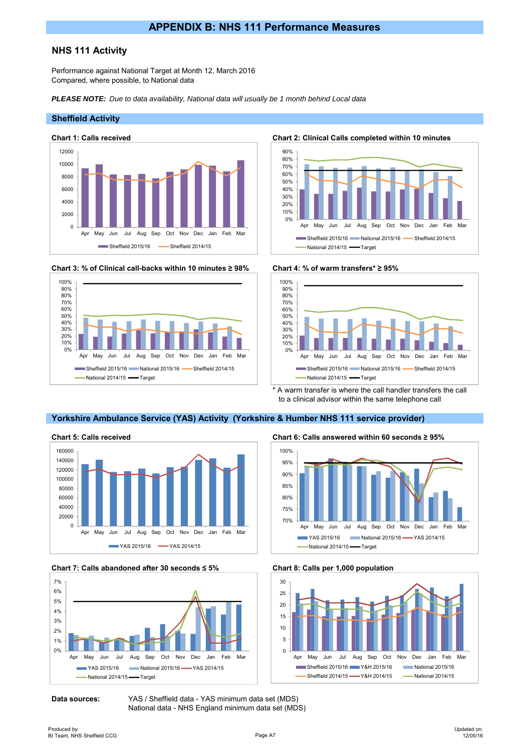# APPENDIX B: NHS 111 Performance Measures

## NHS 111 Activity

Performance against National Target at Month 12, March 2016
Compared, where possible, to National data

***PLEASE NOTE:** Due to data availability, National data will usually be 1 month behind Local data*

## Sheffield Activity

**Chart 1: Calls received**

**Chart 2: Clinical Calls completed within 10 minutes**

**Chart 3: % of Clinical call-backs within 10 minutes ≥ 98%**

**Chart 4: % of warm transfers* ≥ 95%**

* A warm transfer is where the call handler transfers the call to a clinical advisor within the same telephone call

## Yorkshire Ambulance Service (YAS) Activity (Yorkshire & Humber NHS 111 service provider)

**Chart 5: Calls received**

**Chart 6: Calls answered within 60 seconds ≥ 95%**

**Chart 7: Calls abandoned after 30 seconds ≤ 5%**

**Chart 8: Calls per 1,000 population**

**Data sources:** YAS / Sheffield data - YAS minimum data set (MDS)
National data - NHS England minimum data set (MDS)

Produced by:
BI Team, NHS Sheffield CCG

Updated on:
12/05/16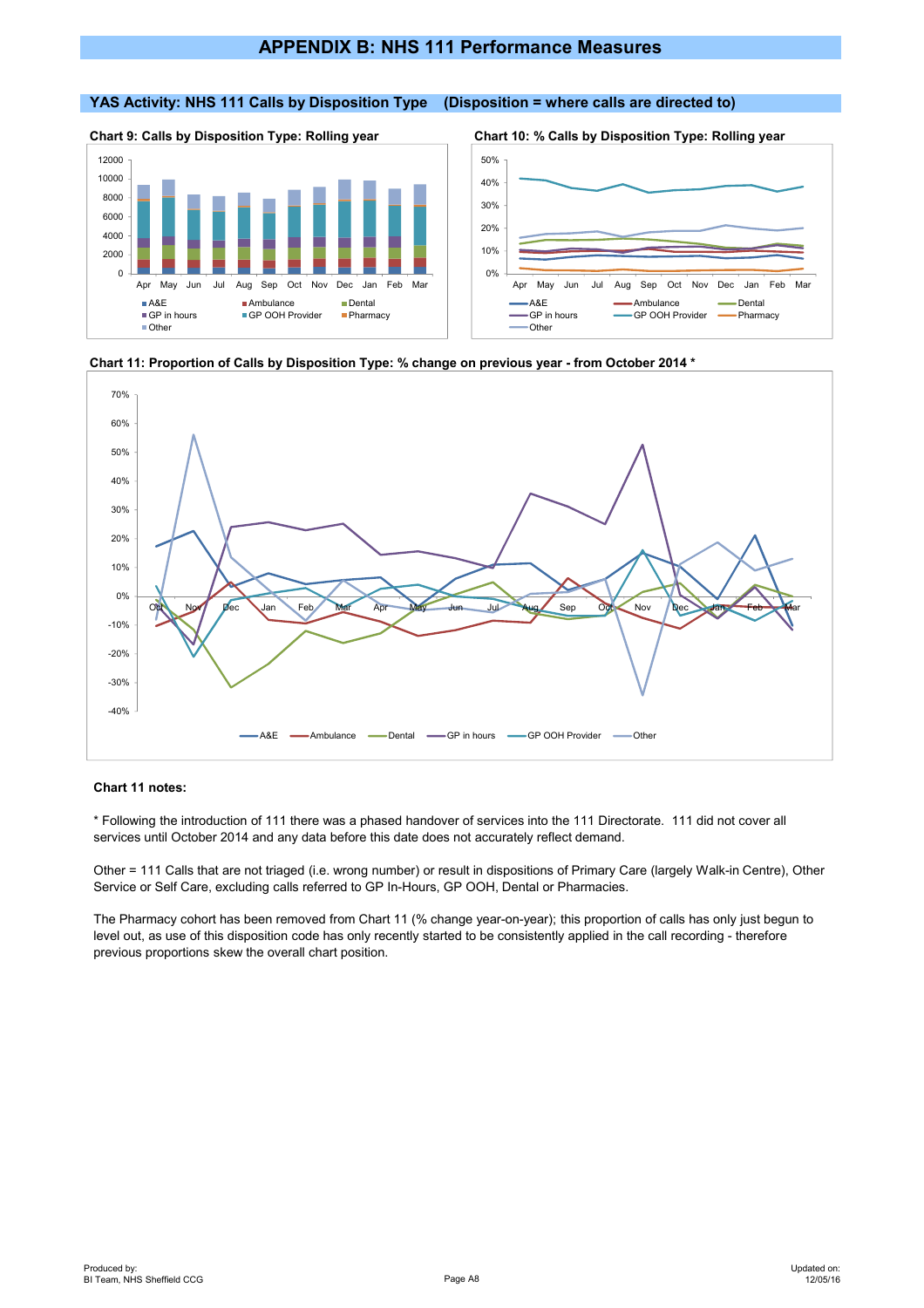# APPENDIX B: NHS 111 Performance Measures

## YAS Activity: NHS 111 Calls by Disposition Type (Disposition = where calls are directed to)

**Chart 9: Calls by Disposition Type: Rolling year**

**Chart 10: % Calls by Disposition Type: Rolling year**

**Chart 11: Proportion of Calls by Disposition Type: % change on previous year - from October 2014 ***

**Chart 11 notes:**

* Following the introduction of 111 there was a phased handover of services into the 111 Directorate. 111 did not cover all services until October 2014 and any data before this date does not accurately reflect demand.

Other = 111 Calls that are not triaged (i.e. wrong number) or result in dispositions of Primary Care (largely Walk-in Centre), Other Service or Self Care, excluding calls referred to GP In-Hours, GP OOH, Dental or Pharmacies.

The Pharmacy cohort has been removed from Chart 11 (% change year-on-year); this proportion of calls has only just begun to level out, as use of this disposition code has only recently started to be consistently applied in the call recording - therefore previous proportions skew the overall chart position.

Produced by:
BI Team, NHS Sheffield CCG

Updated on:
12/05/16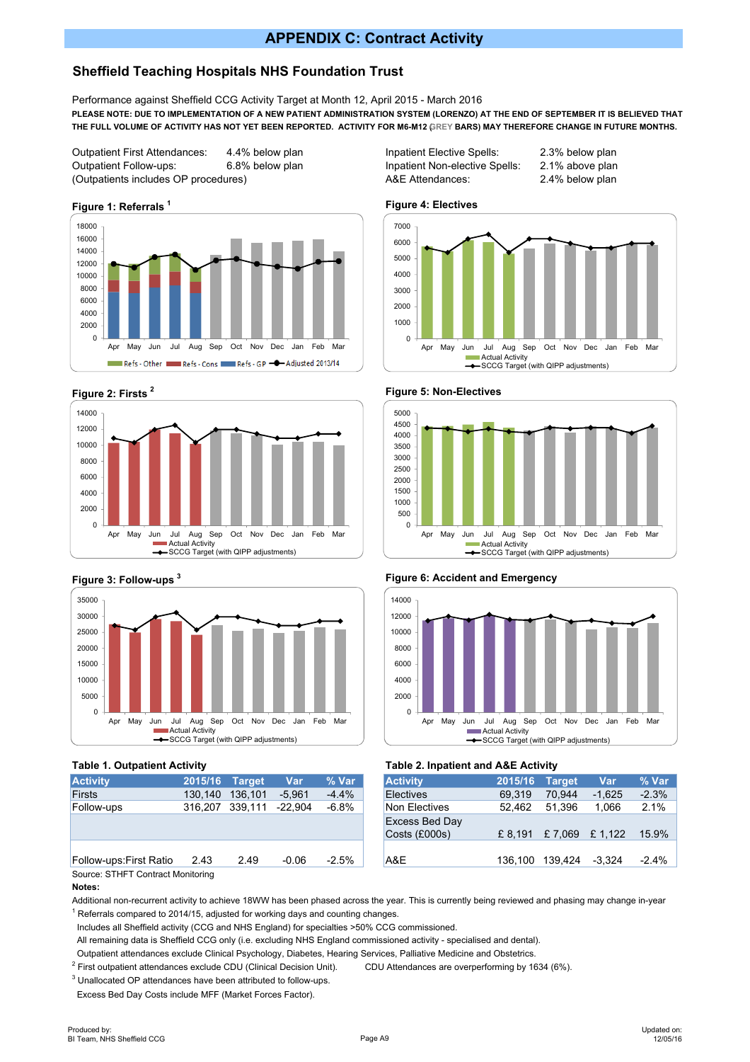# APPENDIX C: Contract Activity

## Sheffield Teaching Hospitals NHS Foundation Trust

Performance against Sheffield CCG Activity Target at Month 12, April 2015 - March 2016

**PLEASE NOTE: DUE TO IMPLEMENTATION OF A NEW PATIENT ADMINISTRATION SYSTEM (LORENZO) AT THE END OF SEPTEMBER IT IS BELIEVED THAT THE FULL VOLUME OF ACTIVITY HAS NOT YET BEEN REPORTED. ACTIVITY FOR M6-M12 (GREY BARS) MAY THEREFORE CHANGE IN FUTURE MONTHS.**

| | |
|---|---|
| Outpatient First Attendances: | 4.4% below plan |
| Outpatient Follow-ups: | 6.8% below plan |
| (Outpatients includes OP procedures) | |

| | |
|---|---|
| Inpatient Elective Spells: | 2.3% below plan |
| Inpatient Non-elective Spells: | 2.1% above plan |
| A&E Attendances: | 2.4% below plan |

**Figure 1: Referrals [1]**

**Figure 2: Firsts [2]**

**Figure 3: Follow-ups [3]**

**Figure 4: Electives**

**Figure 5: Non-Electives**

**Figure 6: Accident and Emergency**

**Table 1. Outpatient Activity**

| Activity | 2015/16 | Target | Var | % Var |
|---|---|---|---|---|
| Firsts | 130,140 | 136,101 | -5,961 | -4.4% |
| Follow-ups | 316,207 | 339,111 | -22,904 | -6.8% |
| | | | | |
| Follow-ups:First Ratio | 2.43 | 2.49 | -0.06 | -2.5% |

**Table 2. Inpatient and A&E Activity**

| Activity | 2015/16 | Target | Var | % Var |
|---|---|---|---|---|
| Electives | 69,319 | 70,944 | -1,625 | -2.3% |
| Non Electives | 52,462 | 51,396 | 1,066 | 2.1% |
| Excess Bed Day Costs (£000s) | £ 8,191 | £ 7,069 | £ 1,122 | 15.9% |
| A&E | 136,100 | 139,424 | -3,324 | -2.4% |

Source: STHFT Contract Monitoring

**Notes:**

Additional non-recurrent activity to achieve 18WW has been phased across the year. This is currently being reviewed and phasing may change in-year

[1] Referrals compared to 2014/15, adjusted for working days and counting changes.

Includes all Sheffield activity (CCG and NHS England) for specialties >50% CCG commissioned.

All remaining data is Sheffield CCG only (i.e. excluding NHS England commissioned activity - specialised and dental).

Outpatient attendances exclude Clinical Psychology, Diabetes, Hearing Services, Palliative Medicine and Obstetrics.

[2] First outpatient attendances exclude CDU (Clinical Decision Unit). CDU Attendances are overperforming by 1634 (6%).

[3] Unallocated OP attendances have been attributed to follow-ups.

Excess Bed Day Costs include MFF (Market Forces Factor).

Produced by: BI Team, NHS Sheffield CCG

Updated on: 12/05/16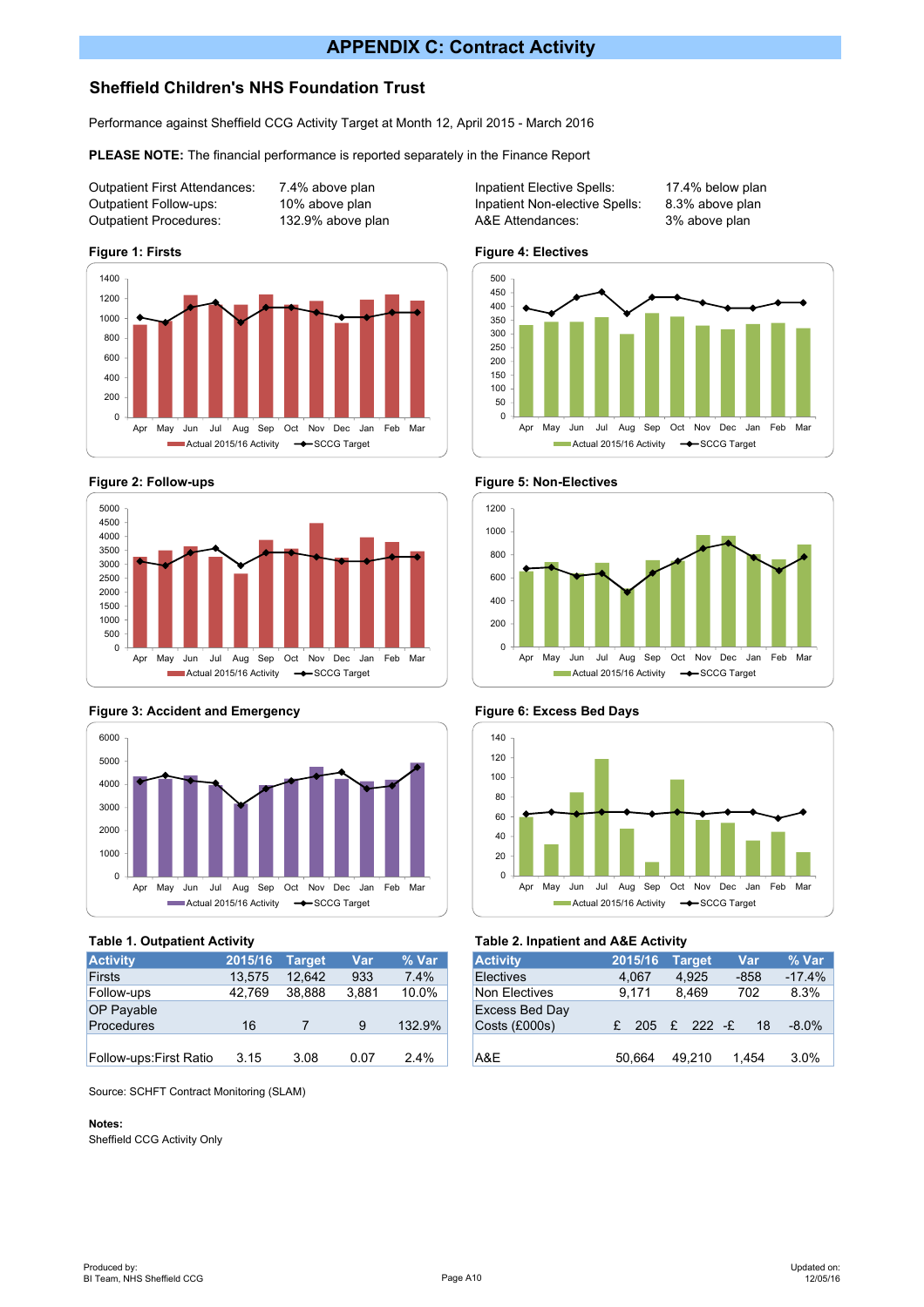# APPENDIX C: Contract Activity

## Sheffield Children's NHS Foundation Trust

Performance against Sheffield CCG Activity Target at Month 12, April 2015 - March 2016

**PLEASE NOTE:** The financial performance is reported separately in the Finance Report

| | |
|---|---|
| Outpatient First Attendances: | 7.4% above plan |
| Outpatient Follow-ups: | 10% above plan |
| Outpatient Procedures: | 132.9% above plan |
| Inpatient Elective Spells: | 17.4% below plan |
| Inpatient Non-elective Spells: | 8.3% above plan |
| A&E Attendances: | 3% above plan |

**Figure 1: Firsts**

**Figure 2: Follow-ups**

**Figure 3: Accident and Emergency**

**Figure 4: Electives**

**Figure 5: Non-Electives**

**Figure 6: Excess Bed Days**

**Table 1. Outpatient Activity**

| Activity | 2015/16 | Target | Var | % Var |
|---|---|---|---|---|
| Firsts | 13,575 | 12,642 | 933 | 7.4% |
| Follow-ups | 42,769 | 38,888 | 3,881 | 10.0% |
| OP Payable Procedures | 16 | 7 | 9 | 132.9% |
| Follow-ups:First Ratio | 3.15 | 3.08 | 0.07 | 2.4% |

**Table 2. Inpatient and A&E Activity**

| Activity | 2015/16 | Target | Var | % Var |
|---|---|---|---|---|
| Electives | 4,067 | 4,925 | -858 | -17.4% |
| Non Electives | 9,171 | 8,469 | 702 | 8.3% |
| Excess Bed Day Costs (£000s) | £ 205 | £ 222 | -£ 18 | -8.0% |
| A&E | 50,664 | 49,210 | 1,454 | 3.0% |

Source: SCHFT Contract Monitoring (SLAM)

**Notes:**
Sheffield CCG Activity Only

Produced by:
BI Team, NHS Sheffield CCG

Updated on:
12/05/16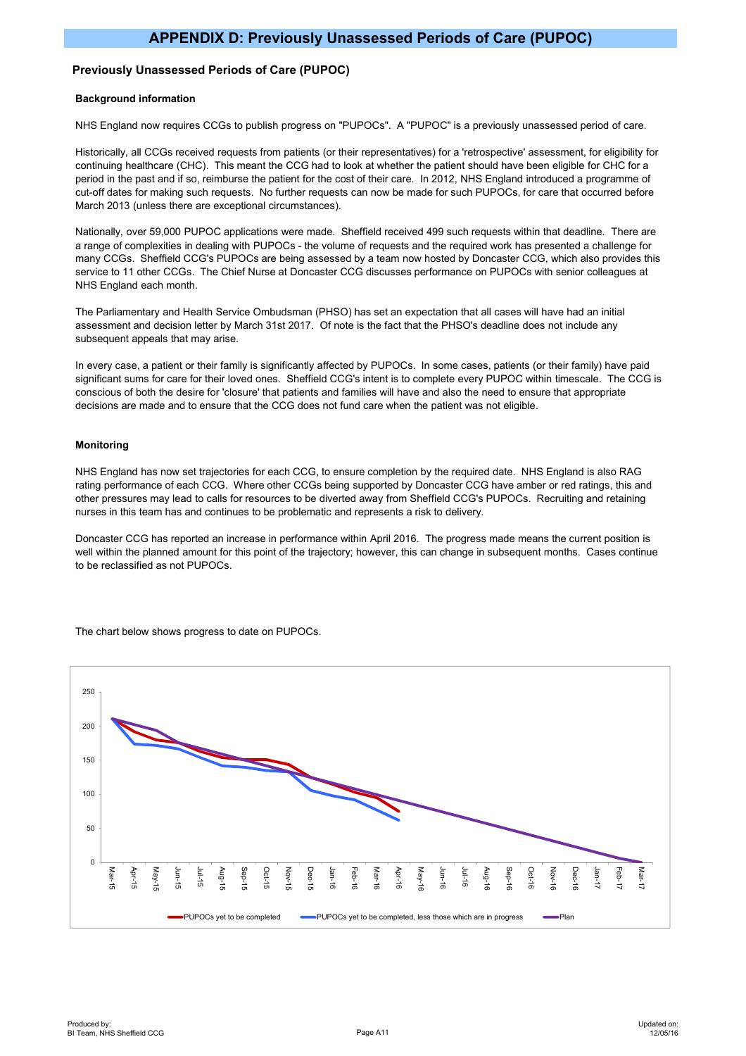# APPENDIX D: Previously Unassessed Periods of Care (PUPOC)

## Previously Unassessed Periods of Care (PUPOC)

### Background information

NHS England now requires CCGs to publish progress on "PUPOCs". A "PUPOC" is a previously unassessed period of care.

Historically, all CCGs received requests from patients (or their representatives) for a 'retrospective' assessment, for eligibility for continuing healthcare (CHC). This meant the CCG had to look at whether the patient should have been eligible for CHC for a period in the past and if so, reimburse the patient for the cost of their care. In 2012, NHS England introduced a programme of cut-off dates for making such requests. No further requests can now be made for such PUPOCs, for care that occurred before March 2013 (unless there are exceptional circumstances).

Nationally, over 59,000 PUPOC applications were made. Sheffield received 499 such requests within that deadline. There are a range of complexities in dealing with PUPOCs - the volume of requests and the required work has presented a challenge for many CCGs. Sheffield CCG's PUPOCs are being assessed by a team now hosted by Doncaster CCG, which also provides this service to 11 other CCGs. The Chief Nurse at Doncaster CCG discusses performance on PUPOCs with senior colleagues at NHS England each month.

The Parliamentary and Health Service Ombudsman (PHSO) has set an expectation that all cases will have had an initial assessment and decision letter by March 31st 2017. Of note is the fact that the PHSO's deadline does not include any subsequent appeals that may arise.

In every case, a patient or their family is significantly affected by PUPOCs. In some cases, patients (or their family) have paid significant sums for care for their loved ones. Sheffield CCG's intent is to complete every PUPOC within timescale. The CCG is conscious of both the desire for 'closure' that patients and families will have and also the need to ensure that appropriate decisions are made and to ensure that the CCG does not fund care when the patient was not eligible.

### Monitoring

NHS England has now set trajectories for each CCG, to ensure completion by the required date. NHS England is also RAG rating performance of each CCG. Where other CCGs being supported by Doncaster CCG have amber or red ratings, this and other pressures may lead to calls for resources to be diverted away from Sheffield CCG's PUPOCs. Recruiting and retaining nurses in this team has and continues to be problematic and represents a risk to delivery.

Doncaster CCG has reported an increase in performance within April 2016. The progress made means the current position is well within the planned amount for this point of the trajectory; however, this can change in subsequent months. Cases continue to be reclassified as not PUPOCs.

The chart below shows progress to date on PUPOCs.

250
200
150
100
50
0

Mar-15 Apr-15 May-15 Jun-15 Jul-15 Aug-15 Sep-15 Oct-15 Nov-15 Dec-15 Jan-16 Feb-16 Mar-16 Apr-16 May-16 Jun-16 Jul-16 Aug-16 Sep-16 Oct-16 Nov-16 Dec-16 Jan-17 Feb-17 Mar-17

PUPOCs yet to be completed
PUPOCs yet to be completed, less those which are in progress
Plan

Produced by:
BI Team, NHS Sheffield CCG

Updated on:
12/05/16